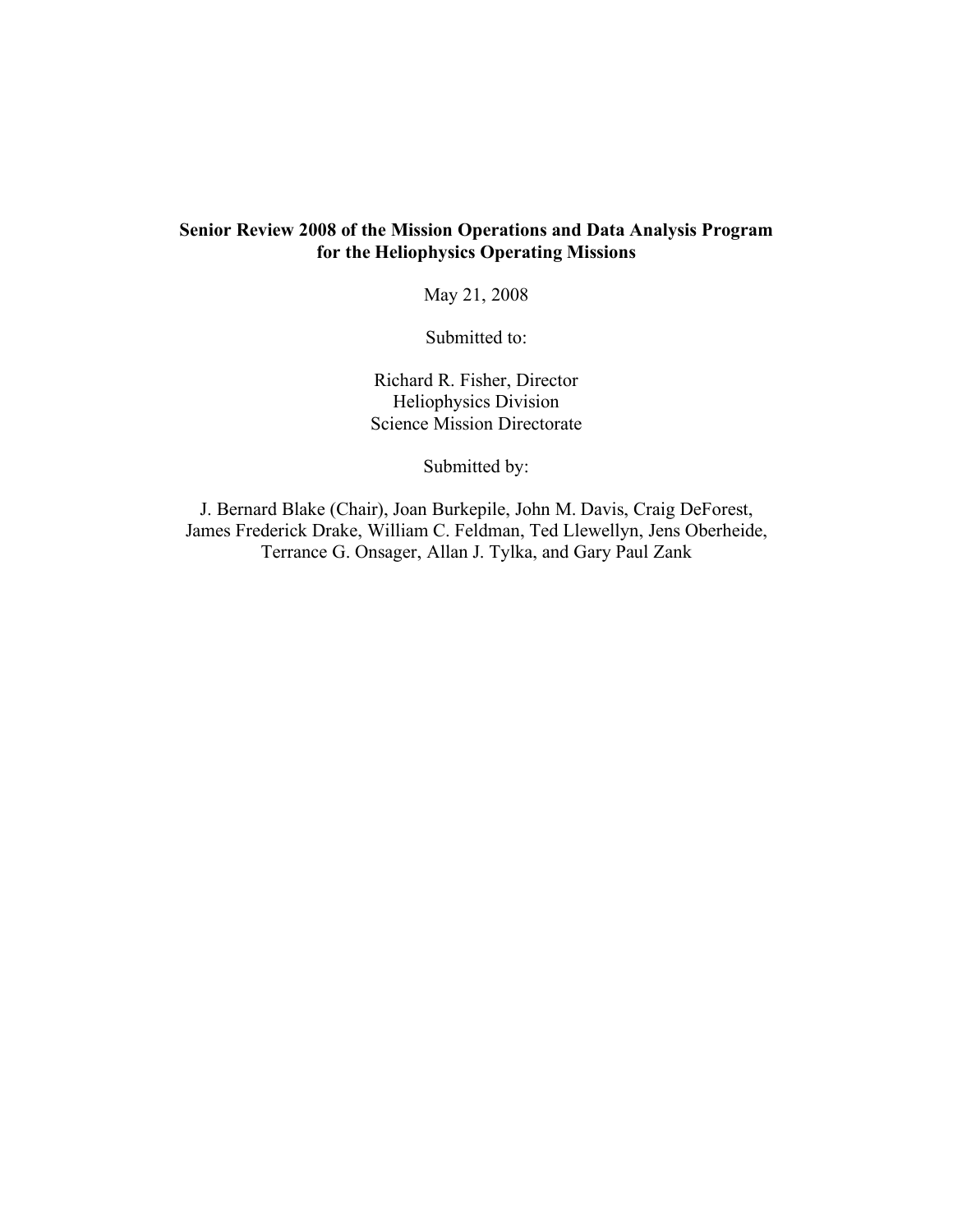# Senior Review 2008 of the Mission Operations and Data Analysis Program for the Heliophysics Operating Missions

May 21, 2008

Submitted to:

Richard R. Fisher, Director
Heliophysics Division
Science Mission Directorate

Submitted by:

J. Bernard Blake (Chair), Joan Burkepile, John M. Davis, Craig DeForest, James Frederick Drake, William C. Feldman, Ted Llewellyn, Jens Oberheide, Terrance G. Onsager, Allan J. Tylka, and Gary Paul Zank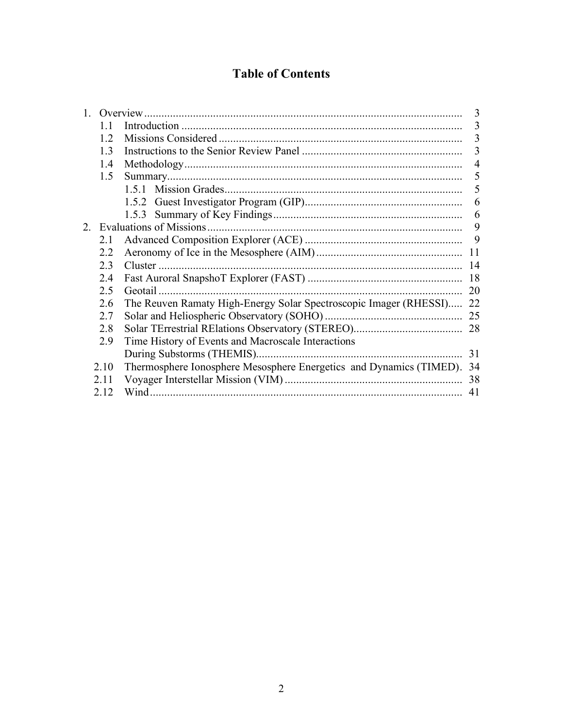# Table of Contents

1. Overview ........ 3
   - 1.1 Introduction ........ 3
   - 1.2 Missions Considered ........ 3
   - 1.3 Instructions to the Senior Review Panel ........ 3
   - 1.4 Methodology ........ 4
   - 1.5 Summary ........ 5
     - 1.5.1 Mission Grades ........ 5
     - 1.5.2 Guest Investigator Program (GIP) ........ 6
     - 1.5.3 Summary of Key Findings ........ 6
2. Evaluations of Missions ........ 9
   - 2.1 Advanced Composition Explorer (ACE) ........ 9
   - 2.2 Aeronomy of Ice in the Mesosphere (AIM) ........ 11
   - 2.3 Cluster ........ 14
   - 2.4 Fast Auroral SnapshoT Explorer (FAST) ........ 18
   - 2.5 Geotail ........ 20
   - 2.6 The Reuven Ramaty High-Energy Solar Spectroscopic Imager (RHESSI) ........ 22
   - 2.7 Solar and Heliospheric Observatory (SOHO) ........ 25
   - 2.8 Solar TErrestrial RElations Observatory (STEREO) ........ 28
   - 2.9 Time History of Events and Macroscale Interactions During Substorms (THEMIS) ........ 31
   - 2.10 Thermosphere Ionosphere Mesosphere Energetics and Dynamics (TIMED) ........ 34
   - 2.11 Voyager Interstellar Mission (VIM) ........ 38
   - 2.12 Wind ........ 41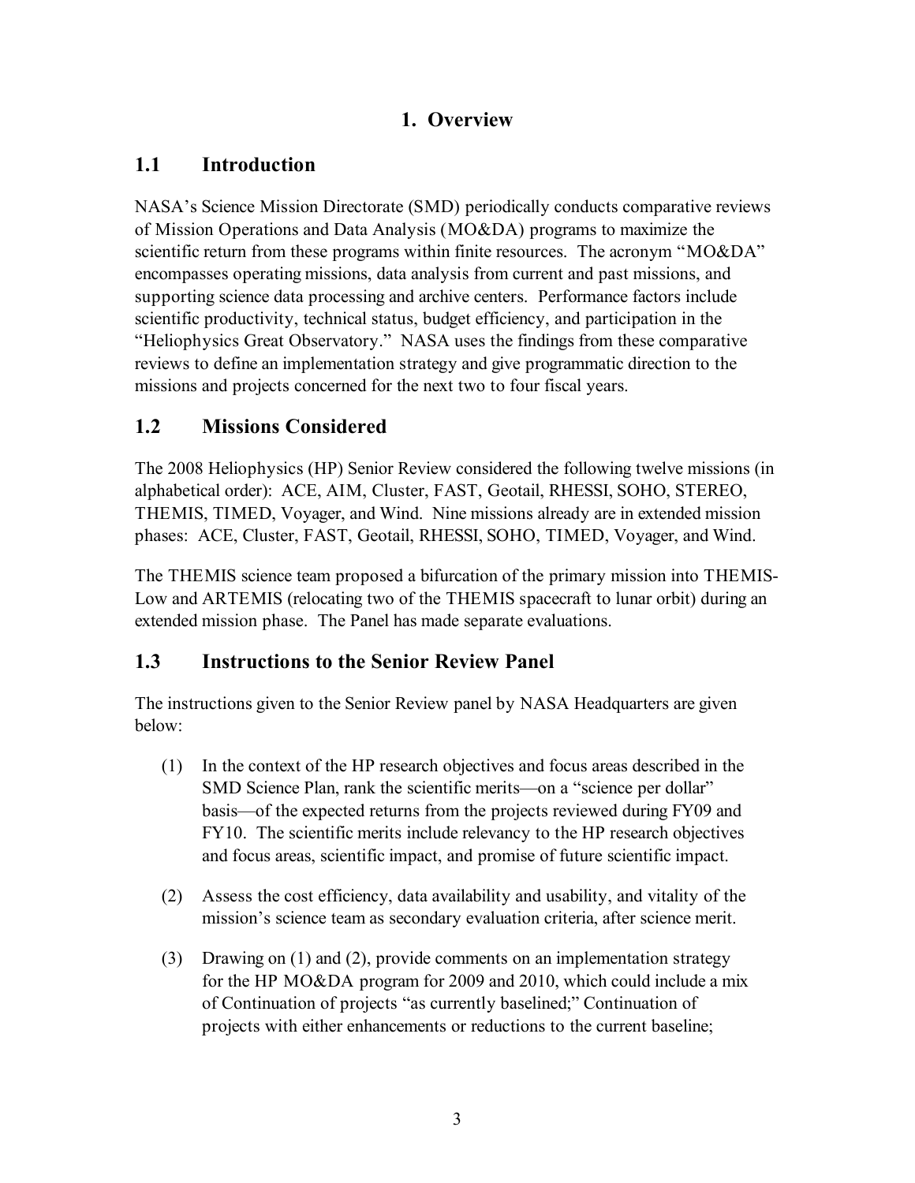# 1. Overview

## 1.1 Introduction

NASA's Science Mission Directorate (SMD) periodically conducts comparative reviews of Mission Operations and Data Analysis (MO&DA) programs to maximize the scientific return from these programs within finite resources. The acronym "MO&DA" encompasses operating missions, data analysis from current and past missions, and supporting science data processing and archive centers. Performance factors include scientific productivity, technical status, budget efficiency, and participation in the "Heliophysics Great Observatory." NASA uses the findings from these comparative reviews to define an implementation strategy and give programmatic direction to the missions and projects concerned for the next two to four fiscal years.

## 1.2 Missions Considered

The 2008 Heliophysics (HP) Senior Review considered the following twelve missions (in alphabetical order): ACE, AIM, Cluster, FAST, Geotail, RHESSI, SOHO, STEREO, THEMIS, TIMED, Voyager, and Wind. Nine missions already are in extended mission phases: ACE, Cluster, FAST, Geotail, RHESSI, SOHO, TIMED, Voyager, and Wind.

The THEMIS science team proposed a bifurcation of the primary mission into THEMIS-Low and ARTEMIS (relocating two of the THEMIS spacecraft to lunar orbit) during an extended mission phase. The Panel has made separate evaluations.

## 1.3 Instructions to the Senior Review Panel

The instructions given to the Senior Review panel by NASA Headquarters are given below:

(1) In the context of the HP research objectives and focus areas described in the SMD Science Plan, rank the scientific merits—on a "science per dollar" basis—of the expected returns from the projects reviewed during FY09 and FY10. The scientific merits include relevancy to the HP research objectives and focus areas, scientific impact, and promise of future scientific impact.

(2) Assess the cost efficiency, data availability and usability, and vitality of the mission's science team as secondary evaluation criteria, after science merit.

(3) Drawing on (1) and (2), provide comments on an implementation strategy for the HP MO&DA program for 2009 and 2010, which could include a mix of Continuation of projects "as currently baselined;" Continuation of projects with either enhancements or reductions to the current baseline;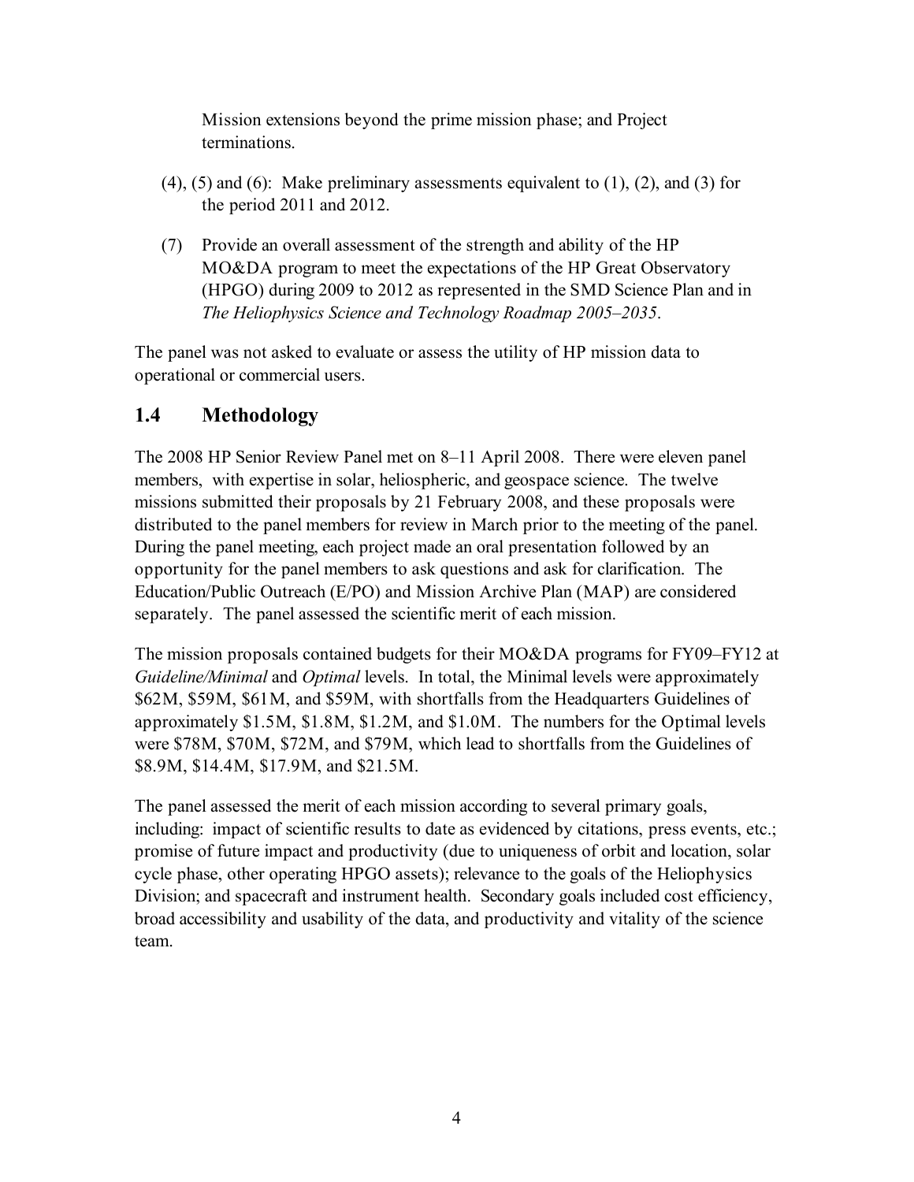Mission extensions beyond the prime mission phase; and Project terminations.

(4), (5) and (6): Make preliminary assessments equivalent to (1), (2), and (3) for the period 2011 and 2012.

(7) Provide an overall assessment of the strength and ability of the HP MO&DA program to meet the expectations of the HP Great Observatory (HPGO) during 2009 to 2012 as represented in the SMD Science Plan and in *The Heliophysics Science and Technology Roadmap 2005–2035*.

The panel was not asked to evaluate or assess the utility of HP mission data to operational or commercial users.

## 1.4 Methodology

The 2008 HP Senior Review Panel met on 8–11 April 2008. There were eleven panel members, with expertise in solar, heliospheric, and geospace science. The twelve missions submitted their proposals by 21 February 2008, and these proposals were distributed to the panel members for review in March prior to the meeting of the panel. During the panel meeting, each project made an oral presentation followed by an opportunity for the panel members to ask questions and ask for clarification. The Education/Public Outreach (E/PO) and Mission Archive Plan (MAP) are considered separately. The panel assessed the scientific merit of each mission.

The mission proposals contained budgets for their MO&DA programs for FY09–FY12 at *Guideline/Minimal* and *Optimal* levels. In total, the Minimal levels were approximately $62M, $59M, $61M, and $59M, with shortfalls from the Headquarters Guidelines of approximately $1.5M, $1.8M, $1.2M, and $1.0M. The numbers for the Optimal levels were $78M, $70M, $72M, and $79M, which lead to shortfalls from the Guidelines of $8.9M, $14.4M, $17.9M, and $21.5M.

The panel assessed the merit of each mission according to several primary goals, including: impact of scientific results to date as evidenced by citations, press events, etc.; promise of future impact and productivity (due to uniqueness of orbit and location, solar cycle phase, other operating HPGO assets); relevance to the goals of the Heliophysics Division; and spacecraft and instrument health. Secondary goals included cost efficiency, broad accessibility and usability of the data, and productivity and vitality of the science team.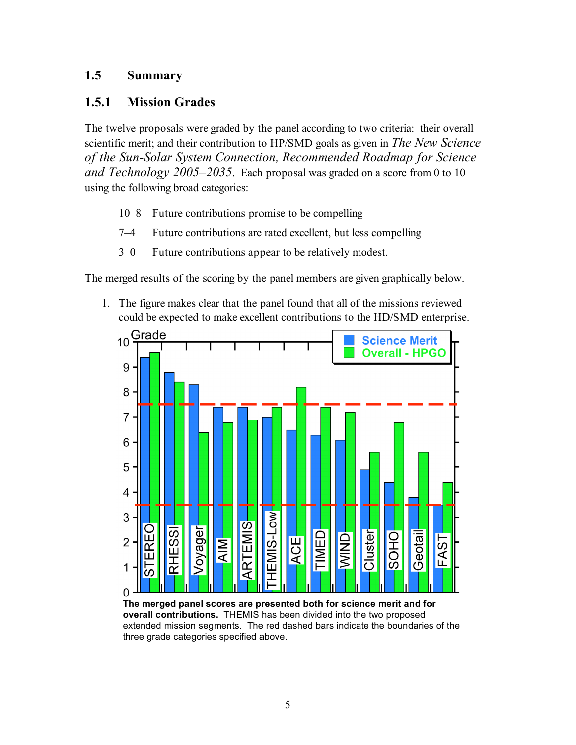## 1.5 Summary

### 1.5.1 Mission Grades

The twelve proposals were graded by the panel according to two criteria: their overall scientific merit; and their contribution to HP/SMD goals as given in *The New Science of the Sun-Solar System Connection, Recommended Roadmap for Science and Technology 2005–2035*. Each proposal was graded on a score from 0 to 10 using the following broad categories:

- 10–8 Future contributions promise to be compelling
- 7–4 Future contributions are rated excellent, but less compelling
- 3–0 Future contributions appear to be relatively modest.

The merged results of the scoring by the panel members are given graphically below.

1. The figure makes clear that the panel found that all of the missions reviewed could be expected to make excellent contributions to the HD/SMD enterprise.

**The merged panel scores are presented both for science merit and for overall contributions.** THEMIS has been divided into the two proposed extended mission segments. The red dashed bars indicate the boundaries of the three grade categories specified above.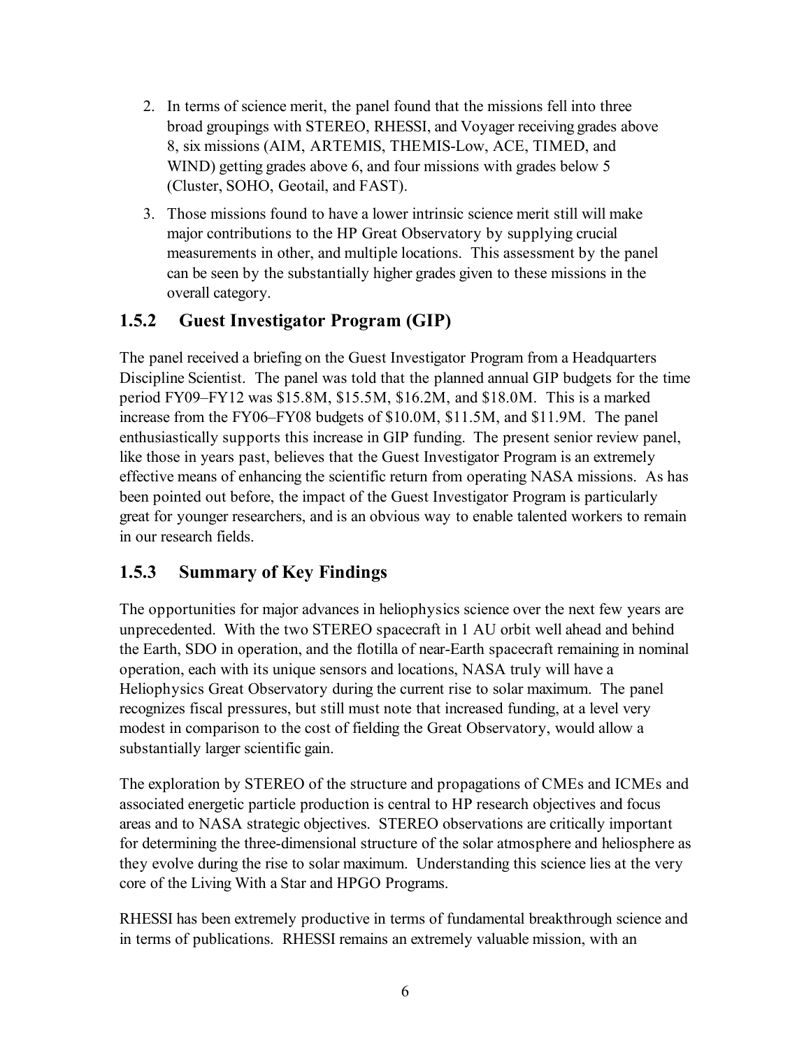2. In terms of science merit, the panel found that the missions fell into three broad groupings with STEREO, RHESSI, and Voyager receiving grades above 8, six missions (AIM, ARTEMIS, THEMIS-Low, ACE, TIMED, and WIND) getting grades above 6, and four missions with grades below 5 (Cluster, SOHO, Geotail, and FAST).
3. Those missions found to have a lower intrinsic science merit still will make major contributions to the HP Great Observatory by supplying crucial measurements in other, and multiple locations. This assessment by the panel can be seen by the substantially higher grades given to these missions in the overall category.

### 1.5.2 Guest Investigator Program (GIP)

The panel received a briefing on the Guest Investigator Program from a Headquarters Discipline Scientist. The panel was told that the planned annual GIP budgets for the time period FY09–FY12 was $15.8M, $15.5M, $16.2M, and $18.0M. This is a marked increase from the FY06–FY08 budgets of $10.0M, $11.5M, and $11.9M. The panel enthusiastically supports this increase in GIP funding. The present senior review panel, like those in years past, believes that the Guest Investigator Program is an extremely effective means of enhancing the scientific return from operating NASA missions. As has been pointed out before, the impact of the Guest Investigator Program is particularly great for younger researchers, and is an obvious way to enable talented workers to remain in our research fields.

### 1.5.3 Summary of Key Findings

The opportunities for major advances in heliophysics science over the next few years are unprecedented. With the two STEREO spacecraft in 1 AU orbit well ahead and behind the Earth, SDO in operation, and the flotilla of near-Earth spacecraft remaining in nominal operation, each with its unique sensors and locations, NASA truly will have a Heliophysics Great Observatory during the current rise to solar maximum. The panel recognizes fiscal pressures, but still must note that increased funding, at a level very modest in comparison to the cost of fielding the Great Observatory, would allow a substantially larger scientific gain.

The exploration by STEREO of the structure and propagations of CMEs and ICMEs and associated energetic particle production is central to HP research objectives and focus areas and to NASA strategic objectives. STEREO observations are critically important for determining the three-dimensional structure of the solar atmosphere and heliosphere as they evolve during the rise to solar maximum. Understanding this science lies at the very core of the Living With a Star and HPGO Programs.

RHESSI has been extremely productive in terms of fundamental breakthrough science and in terms of publications. RHESSI remains an extremely valuable mission, with an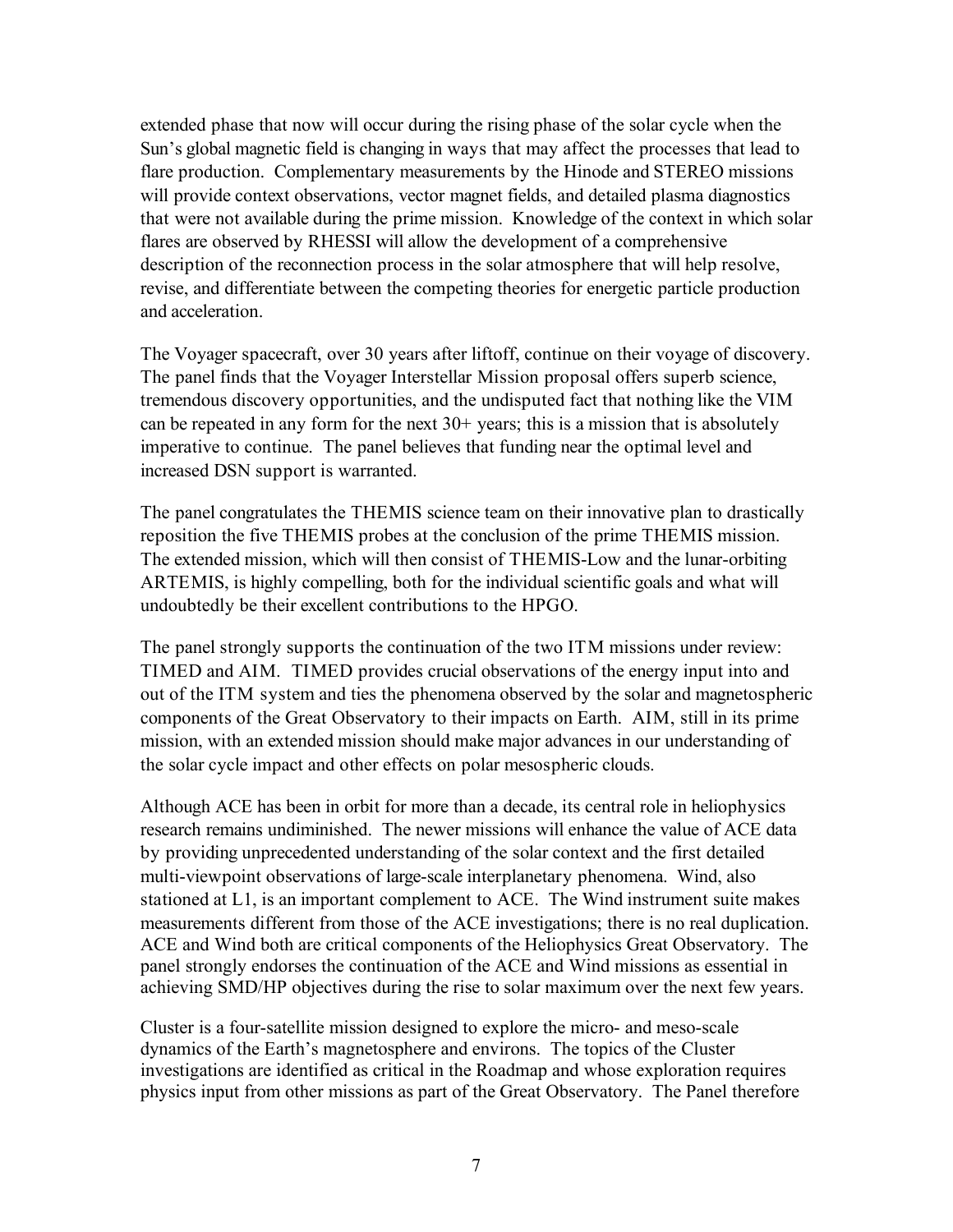extended phase that now will occur during the rising phase of the solar cycle when the Sun's global magnetic field is changing in ways that may affect the processes that lead to flare production. Complementary measurements by the Hinode and STEREO missions will provide context observations, vector magnet fields, and detailed plasma diagnostics that were not available during the prime mission. Knowledge of the context in which solar flares are observed by RHESSI will allow the development of a comprehensive description of the reconnection process in the solar atmosphere that will help resolve, revise, and differentiate between the competing theories for energetic particle production and acceleration.

The Voyager spacecraft, over 30 years after liftoff, continue on their voyage of discovery. The panel finds that the Voyager Interstellar Mission proposal offers superb science, tremendous discovery opportunities, and the undisputed fact that nothing like the VIM can be repeated in any form for the next 30+ years; this is a mission that is absolutely imperative to continue. The panel believes that funding near the optimal level and increased DSN support is warranted.

The panel congratulates the THEMIS science team on their innovative plan to drastically reposition the five THEMIS probes at the conclusion of the prime THEMIS mission. The extended mission, which will then consist of THEMIS-Low and the lunar-orbiting ARTEMIS, is highly compelling, both for the individual scientific goals and what will undoubtedly be their excellent contributions to the HPGO.

The panel strongly supports the continuation of the two ITM missions under review: TIMED and AIM. TIMED provides crucial observations of the energy input into and out of the ITM system and ties the phenomena observed by the solar and magnetospheric components of the Great Observatory to their impacts on Earth. AIM, still in its prime mission, with an extended mission should make major advances in our understanding of the solar cycle impact and other effects on polar mesospheric clouds.

Although ACE has been in orbit for more than a decade, its central role in heliophysics research remains undiminished. The newer missions will enhance the value of ACE data by providing unprecedented understanding of the solar context and the first detailed multi-viewpoint observations of large-scale interplanetary phenomena. Wind, also stationed at L1, is an important complement to ACE. The Wind instrument suite makes measurements different from those of the ACE investigations; there is no real duplication. ACE and Wind both are critical components of the Heliophysics Great Observatory. The panel strongly endorses the continuation of the ACE and Wind missions as essential in achieving SMD/HP objectives during the rise to solar maximum over the next few years.

Cluster is a four-satellite mission designed to explore the micro- and meso-scale dynamics of the Earth's magnetosphere and environs. The topics of the Cluster investigations are identified as critical in the Roadmap and whose exploration requires physics input from other missions as part of the Great Observatory. The Panel therefore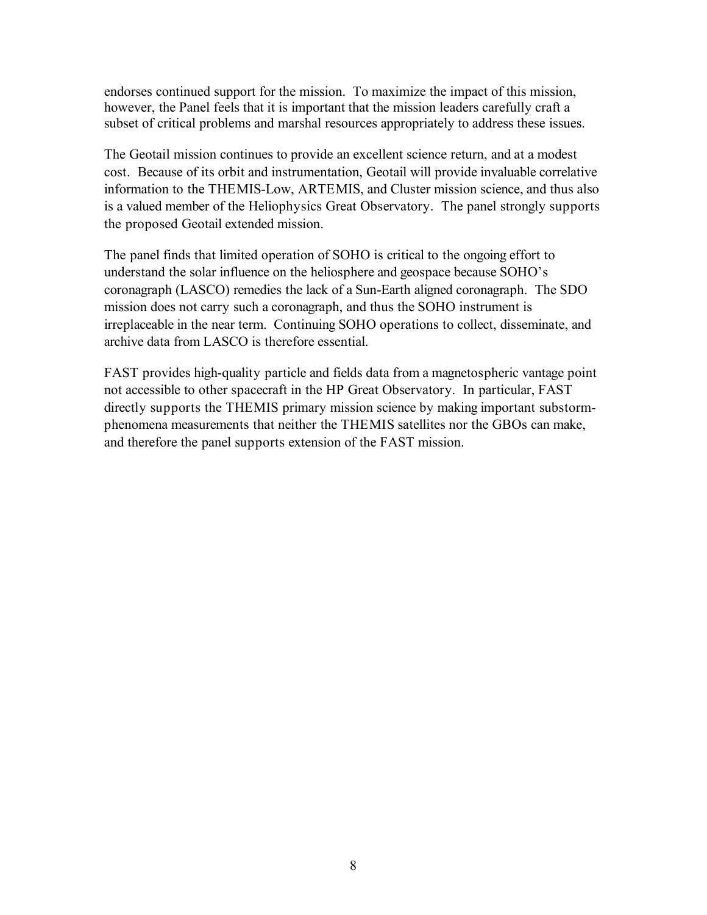endorses continued support for the mission. To maximize the impact of this mission, however, the Panel feels that it is important that the mission leaders carefully craft a subset of critical problems and marshal resources appropriately to address these issues.

The Geotail mission continues to provide an excellent science return, and at a modest cost. Because of its orbit and instrumentation, Geotail will provide invaluable correlative information to the THEMIS-Low, ARTEMIS, and Cluster mission science, and thus also is a valued member of the Heliophysics Great Observatory. The panel strongly supports the proposed Geotail extended mission.

The panel finds that limited operation of SOHO is critical to the ongoing effort to understand the solar influence on the heliosphere and geospace because SOHO's coronagraph (LASCO) remedies the lack of a Sun-Earth aligned coronagraph. The SDO mission does not carry such a coronagraph, and thus the SOHO instrument is irreplaceable in the near term. Continuing SOHO operations to collect, disseminate, and archive data from LASCO is therefore essential.

FAST provides high-quality particle and fields data from a magnetospheric vantage point not accessible to other spacecraft in the HP Great Observatory. In particular, FAST directly supports the THEMIS primary mission science by making important substorm-phenomena measurements that neither the THEMIS satellites nor the GBOs can make, and therefore the panel supports extension of the FAST mission.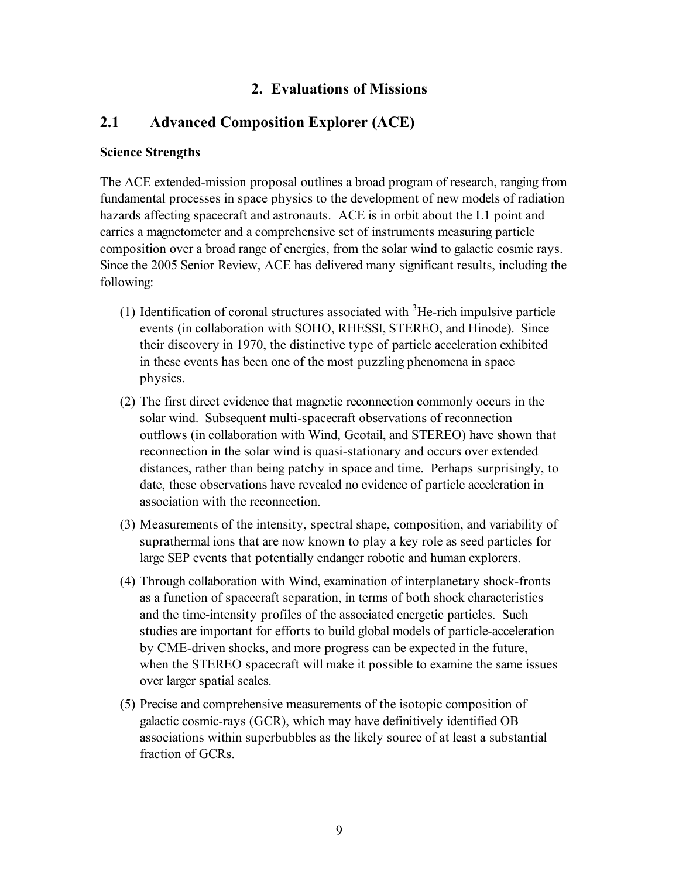# 2. Evaluations of Missions

## 2.1 Advanced Composition Explorer (ACE)

**Science Strengths**

The ACE extended-mission proposal outlines a broad program of research, ranging from fundamental processes in space physics to the development of new models of radiation hazards affecting spacecraft and astronauts. ACE is in orbit about the L1 point and carries a magnetometer and a comprehensive set of instruments measuring particle composition over a broad range of energies, from the solar wind to galactic cosmic rays. Since the 2005 Senior Review, ACE has delivered many significant results, including the following:

(1) Identification of coronal structures associated with $^{3}$He-rich impulsive particle events (in collaboration with SOHO, RHESSI, STEREO, and Hinode). Since their discovery in 1970, the distinctive type of particle acceleration exhibited in these events has been one of the most puzzling phenomena in space physics.

(2) The first direct evidence that magnetic reconnection commonly occurs in the solar wind. Subsequent multi-spacecraft observations of reconnection outflows (in collaboration with Wind, Geotail, and STEREO) have shown that reconnection in the solar wind is quasi-stationary and occurs over extended distances, rather than being patchy in space and time. Perhaps surprisingly, to date, these observations have revealed no evidence of particle acceleration in association with the reconnection.

(3) Measurements of the intensity, spectral shape, composition, and variability of suprathermal ions that are now known to play a key role as seed particles for large SEP events that potentially endanger robotic and human explorers.

(4) Through collaboration with Wind, examination of interplanetary shock-fronts as a function of spacecraft separation, in terms of both shock characteristics and the time-intensity profiles of the associated energetic particles. Such studies are important for efforts to build global models of particle-acceleration by CME-driven shocks, and more progress can be expected in the future, when the STEREO spacecraft will make it possible to examine the same issues over larger spatial scales.

(5) Precise and comprehensive measurements of the isotopic composition of galactic cosmic-rays (GCR), which may have definitively identified OB associations within superbubbles as the likely source of at least a substantial fraction of GCRs.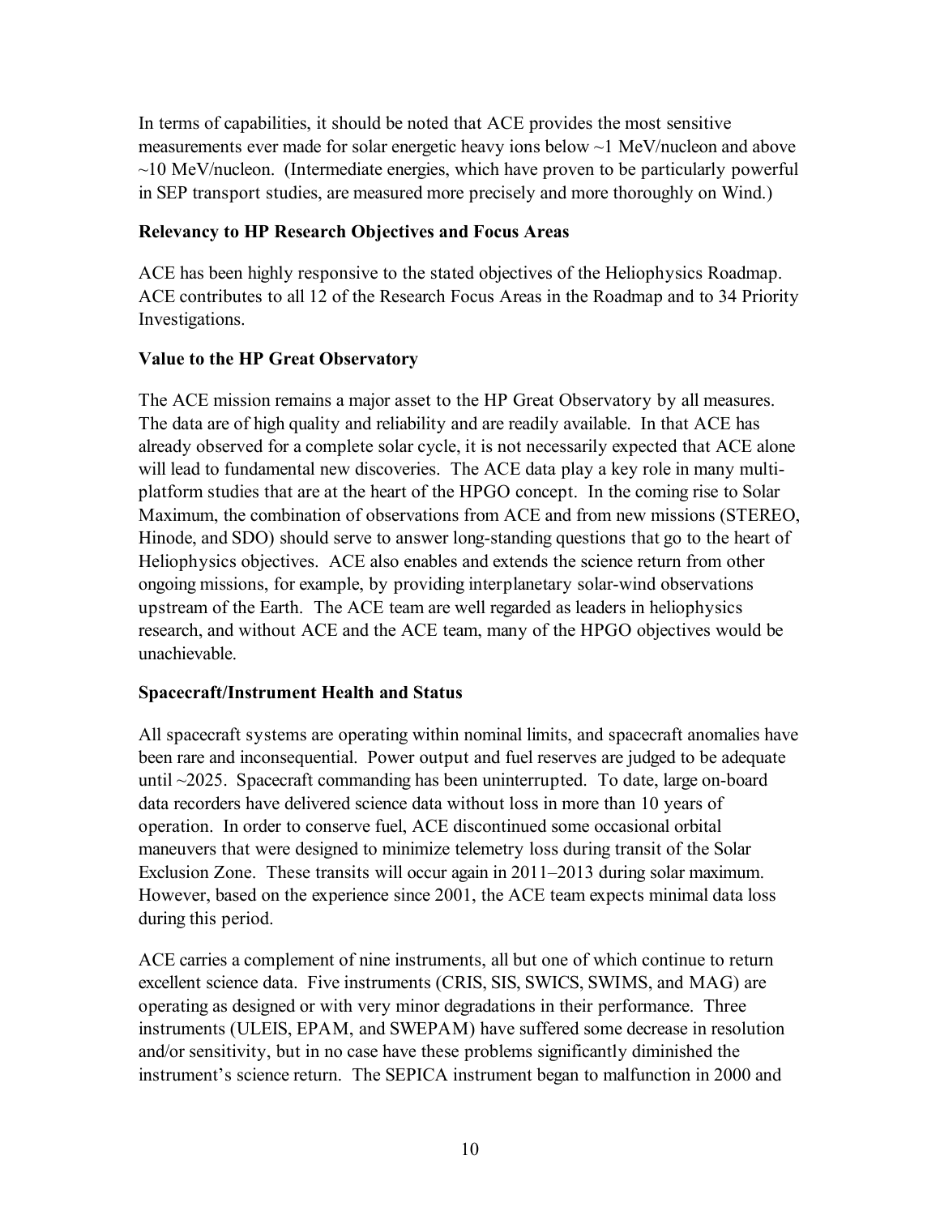In terms of capabilities, it should be noted that ACE provides the most sensitive measurements ever made for solar energetic heavy ions below ~1 MeV/nucleon and above ~10 MeV/nucleon. (Intermediate energies, which have proven to be particularly powerful in SEP transport studies, are measured more precisely and more thoroughly on Wind.)

**Relevancy to HP Research Objectives and Focus Areas**

ACE has been highly responsive to the stated objectives of the Heliophysics Roadmap. ACE contributes to all 12 of the Research Focus Areas in the Roadmap and to 34 Priority Investigations.

**Value to the HP Great Observatory**

The ACE mission remains a major asset to the HP Great Observatory by all measures. The data are of high quality and reliability and are readily available. In that ACE has already observed for a complete solar cycle, it is not necessarily expected that ACE alone will lead to fundamental new discoveries. The ACE data play a key role in many multi-platform studies that are at the heart of the HPGO concept. In the coming rise to Solar Maximum, the combination of observations from ACE and from new missions (STEREO, Hinode, and SDO) should serve to answer long-standing questions that go to the heart of Heliophysics objectives. ACE also enables and extends the science return from other ongoing missions, for example, by providing interplanetary solar-wind observations upstream of the Earth. The ACE team are well regarded as leaders in heliophysics research, and without ACE and the ACE team, many of the HPGO objectives would be unachievable.

**Spacecraft/Instrument Health and Status**

All spacecraft systems are operating within nominal limits, and spacecraft anomalies have been rare and inconsequential. Power output and fuel reserves are judged to be adequate until ~2025. Spacecraft commanding has been uninterrupted. To date, large on-board data recorders have delivered science data without loss in more than 10 years of operation. In order to conserve fuel, ACE discontinued some occasional orbital maneuvers that were designed to minimize telemetry loss during transit of the Solar Exclusion Zone. These transits will occur again in 2011–2013 during solar maximum. However, based on the experience since 2001, the ACE team expects minimal data loss during this period.

ACE carries a complement of nine instruments, all but one of which continue to return excellent science data. Five instruments (CRIS, SIS, SWICS, SWIMS, and MAG) are operating as designed or with very minor degradations in their performance. Three instruments (ULEIS, EPAM, and SWEPAM) have suffered some decrease in resolution and/or sensitivity, but in no case have these problems significantly diminished the instrument's science return. The SEPICA instrument began to malfunction in 2000 and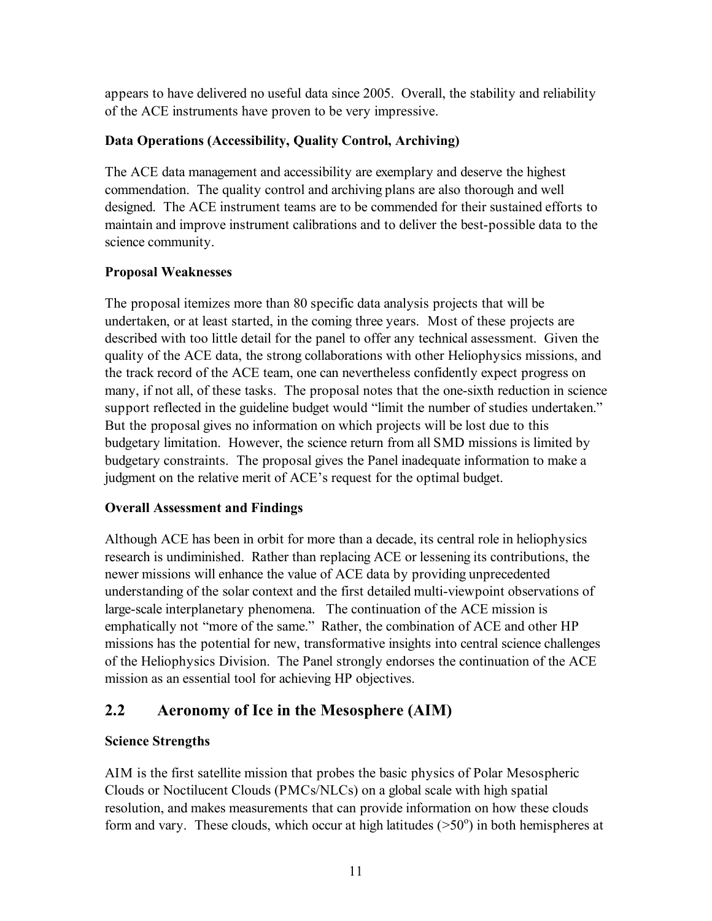appears to have delivered no useful data since 2005. Overall, the stability and reliability of the ACE instruments have proven to be very impressive.

**Data Operations (Accessibility, Quality Control, Archiving)**

The ACE data management and accessibility are exemplary and deserve the highest commendation. The quality control and archiving plans are also thorough and well designed. The ACE instrument teams are to be commended for their sustained efforts to maintain and improve instrument calibrations and to deliver the best-possible data to the science community.

**Proposal Weaknesses**

The proposal itemizes more than 80 specific data analysis projects that will be undertaken, or at least started, in the coming three years. Most of these projects are described with too little detail for the panel to offer any technical assessment. Given the quality of the ACE data, the strong collaborations with other Heliophysics missions, and the track record of the ACE team, one can nevertheless confidently expect progress on many, if not all, of these tasks. The proposal notes that the one-sixth reduction in science support reflected in the guideline budget would "limit the number of studies undertaken." But the proposal gives no information on which projects will be lost due to this budgetary limitation. However, the science return from all SMD missions is limited by budgetary constraints. The proposal gives the Panel inadequate information to make a judgment on the relative merit of ACE's request for the optimal budget.

**Overall Assessment and Findings**

Although ACE has been in orbit for more than a decade, its central role in heliophysics research is undiminished. Rather than replacing ACE or lessening its contributions, the newer missions will enhance the value of ACE data by providing unprecedented understanding of the solar context and the first detailed multi-viewpoint observations of large-scale interplanetary phenomena. The continuation of the ACE mission is emphatically not "more of the same." Rather, the combination of ACE and other HP missions has the potential for new, transformative insights into central science challenges of the Heliophysics Division. The Panel strongly endorses the continuation of the ACE mission as an essential tool for achieving HP objectives.

## 2.2 Aeronomy of Ice in the Mesosphere (AIM)

**Science Strengths**

AIM is the first satellite mission that probes the basic physics of Polar Mesospheric Clouds or Noctilucent Clouds (PMCs/NLCs) on a global scale with high spatial resolution, and makes measurements that can provide information on how these clouds form and vary. These clouds, which occur at high latitudes (>50$^{o}$) in both hemispheres at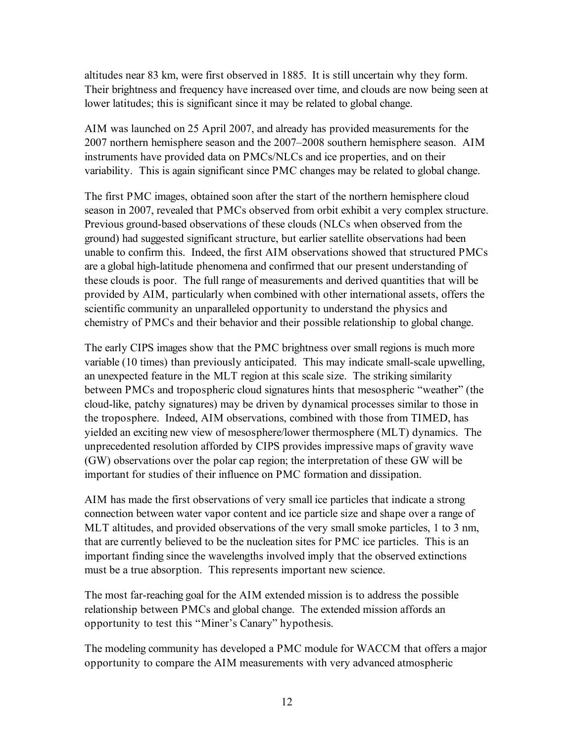altitudes near 83 km, were first observed in 1885. It is still uncertain why they form. Their brightness and frequency have increased over time, and clouds are now being seen at lower latitudes; this is significant since it may be related to global change.

AIM was launched on 25 April 2007, and already has provided measurements for the 2007 northern hemisphere season and the 2007–2008 southern hemisphere season. AIM instruments have provided data on PMCs/NLCs and ice properties, and on their variability. This is again significant since PMC changes may be related to global change.

The first PMC images, obtained soon after the start of the northern hemisphere cloud season in 2007, revealed that PMCs observed from orbit exhibit a very complex structure. Previous ground-based observations of these clouds (NLCs when observed from the ground) had suggested significant structure, but earlier satellite observations had been unable to confirm this. Indeed, the first AIM observations showed that structured PMCs are a global high-latitude phenomena and confirmed that our present understanding of these clouds is poor. The full range of measurements and derived quantities that will be provided by AIM, particularly when combined with other international assets, offers the scientific community an unparalleled opportunity to understand the physics and chemistry of PMCs and their behavior and their possible relationship to global change.

The early CIPS images show that the PMC brightness over small regions is much more variable (10 times) than previously anticipated. This may indicate small-scale upwelling, an unexpected feature in the MLT region at this scale size. The striking similarity between PMCs and tropospheric cloud signatures hints that mesospheric "weather" (the cloud-like, patchy signatures) may be driven by dynamical processes similar to those in the troposphere. Indeed, AIM observations, combined with those from TIMED, has yielded an exciting new view of mesosphere/lower thermosphere (MLT) dynamics. The unprecedented resolution afforded by CIPS provides impressive maps of gravity wave (GW) observations over the polar cap region; the interpretation of these GW will be important for studies of their influence on PMC formation and dissipation.

AIM has made the first observations of very small ice particles that indicate a strong connection between water vapor content and ice particle size and shape over a range of MLT altitudes, and provided observations of the very small smoke particles, 1 to 3 nm, that are currently believed to be the nucleation sites for PMC ice particles. This is an important finding since the wavelengths involved imply that the observed extinctions must be a true absorption. This represents important new science.

The most far-reaching goal for the AIM extended mission is to address the possible relationship between PMCs and global change. The extended mission affords an opportunity to test this "Miner's Canary" hypothesis.

The modeling community has developed a PMC module for WACCM that offers a major opportunity to compare the AIM measurements with very advanced atmospheric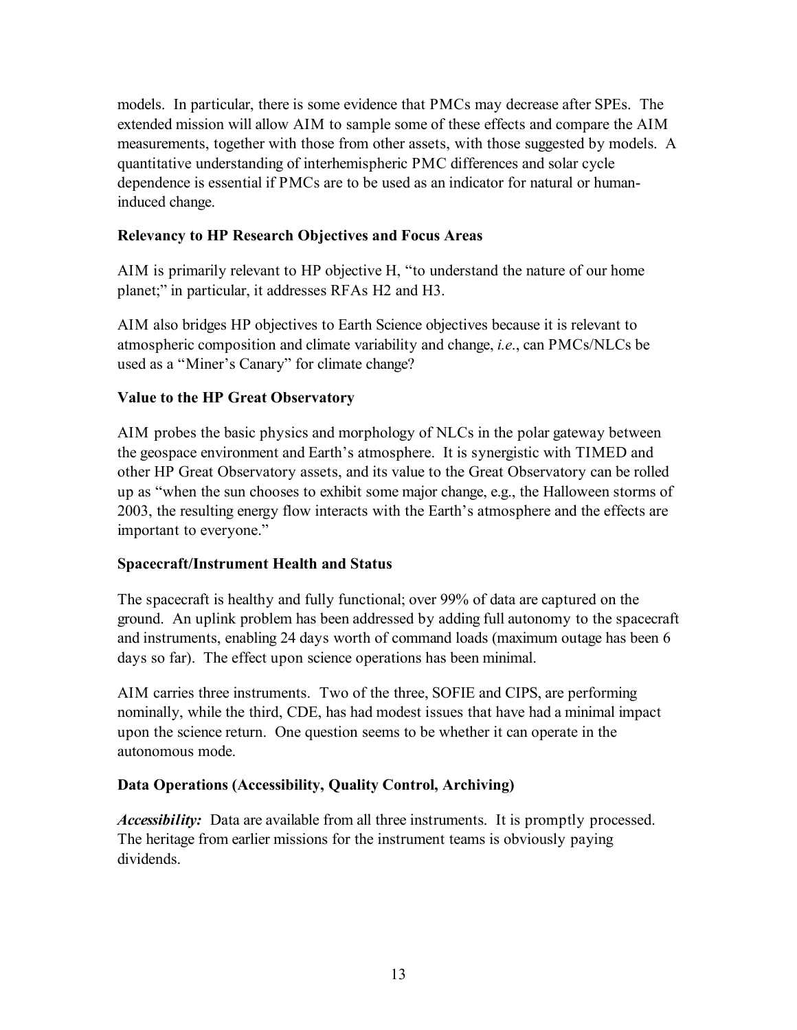models. In particular, there is some evidence that PMCs may decrease after SPEs. The extended mission will allow AIM to sample some of these effects and compare the AIM measurements, together with those from other assets, with those suggested by models. A quantitative understanding of interhemispheric PMC differences and solar cycle dependence is essential if PMCs are to be used as an indicator for natural or human-induced change.

**Relevancy to HP Research Objectives and Focus Areas**

AIM is primarily relevant to HP objective H, "to understand the nature of our home planet;" in particular, it addresses RFAs H2 and H3.

AIM also bridges HP objectives to Earth Science objectives because it is relevant to atmospheric composition and climate variability and change, *i.e.*, can PMCs/NLCs be used as a "Miner's Canary" for climate change?

**Value to the HP Great Observatory**

AIM probes the basic physics and morphology of NLCs in the polar gateway between the geospace environment and Earth's atmosphere. It is synergistic with TIMED and other HP Great Observatory assets, and its value to the Great Observatory can be rolled up as "when the sun chooses to exhibit some major change, e.g., the Halloween storms of 2003, the resulting energy flow interacts with the Earth's atmosphere and the effects are important to everyone."

**Spacecraft/Instrument Health and Status**

The spacecraft is healthy and fully functional; over 99% of data are captured on the ground. An uplink problem has been addressed by adding full autonomy to the spacecraft and instruments, enabling 24 days worth of command loads (maximum outage has been 6 days so far). The effect upon science operations has been minimal.

AIM carries three instruments. Two of the three, SOFIE and CIPS, are performing nominally, while the third, CDE, has had modest issues that have had a minimal impact upon the science return. One question seems to be whether it can operate in the autonomous mode.

**Data Operations (Accessibility, Quality Control, Archiving)**

***Accessibility:*** Data are available from all three instruments. It is promptly processed. The heritage from earlier missions for the instrument teams is obviously paying dividends.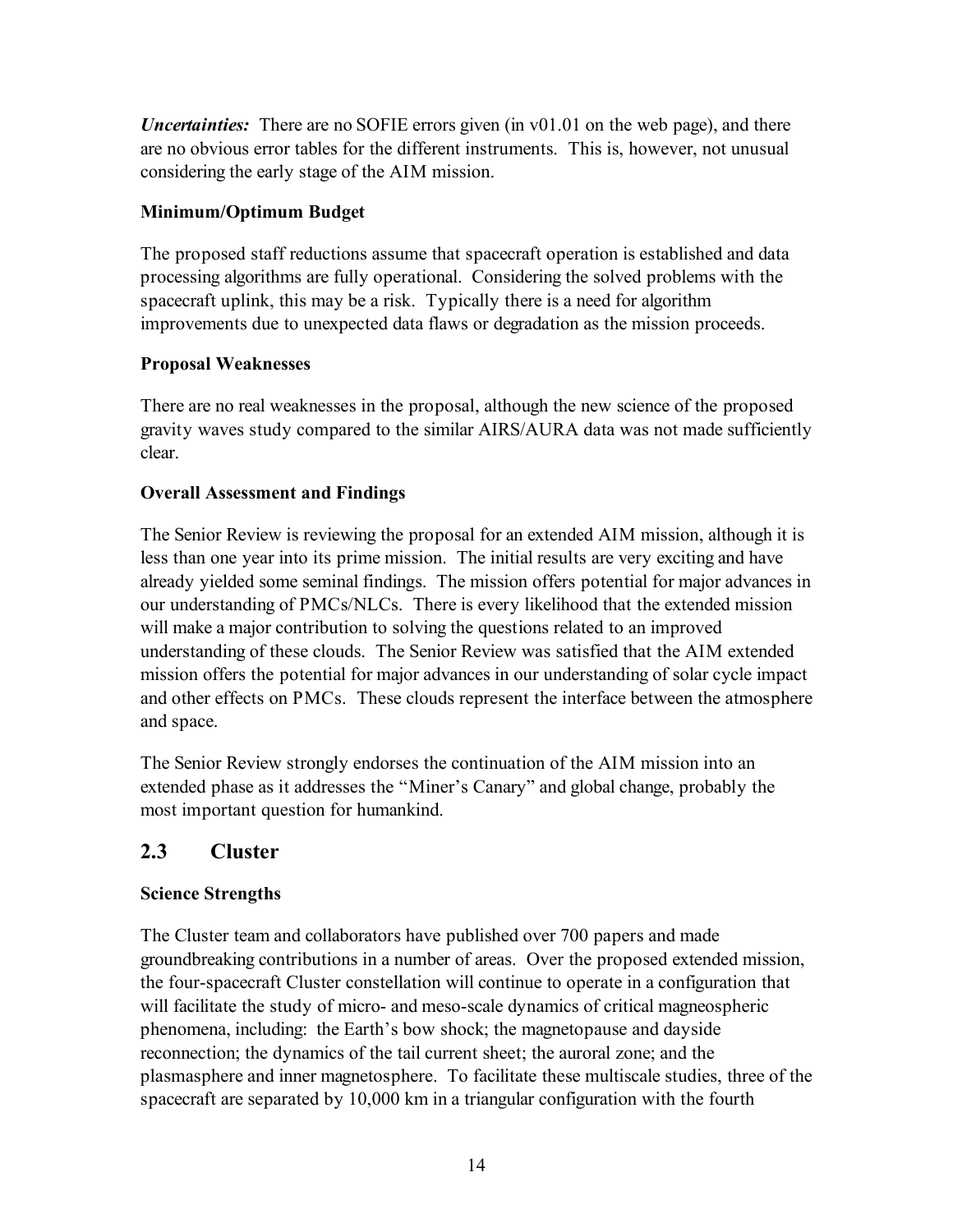*Uncertainties:* There are no SOFIE errors given (in v01.01 on the web page), and there are no obvious error tables for the different instruments. This is, however, not unusual considering the early stage of the AIM mission.

### Minimum/Optimum Budget

The proposed staff reductions assume that spacecraft operation is established and data processing algorithms are fully operational. Considering the solved problems with the spacecraft uplink, this may be a risk. Typically there is a need for algorithm improvements due to unexpected data flaws or degradation as the mission proceeds.

### Proposal Weaknesses

There are no real weaknesses in the proposal, although the new science of the proposed gravity waves study compared to the similar AIRS/AURA data was not made sufficiently clear.

### Overall Assessment and Findings

The Senior Review is reviewing the proposal for an extended AIM mission, although it is less than one year into its prime mission. The initial results are very exciting and have already yielded some seminal findings. The mission offers potential for major advances in our understanding of PMCs/NLCs. There is every likelihood that the extended mission will make a major contribution to solving the questions related to an improved understanding of these clouds. The Senior Review was satisfied that the AIM extended mission offers the potential for major advances in our understanding of solar cycle impact and other effects on PMCs. These clouds represent the interface between the atmosphere and space.

The Senior Review strongly endorses the continuation of the AIM mission into an extended phase as it addresses the "Miner's Canary" and global change, probably the most important question for humankind.

## 2.3 Cluster

### Science Strengths

The Cluster team and collaborators have published over 700 papers and made groundbreaking contributions in a number of areas. Over the proposed extended mission, the four-spacecraft Cluster constellation will continue to operate in a configuration that will facilitate the study of micro- and meso-scale dynamics of critical magneospheric phenomena, including: the Earth's bow shock; the magnetopause and dayside reconnection; the dynamics of the tail current sheet; the auroral zone; and the plasmasphere and inner magnetosphere. To facilitate these multiscale studies, three of the spacecraft are separated by 10,000 km in a triangular configuration with the fourth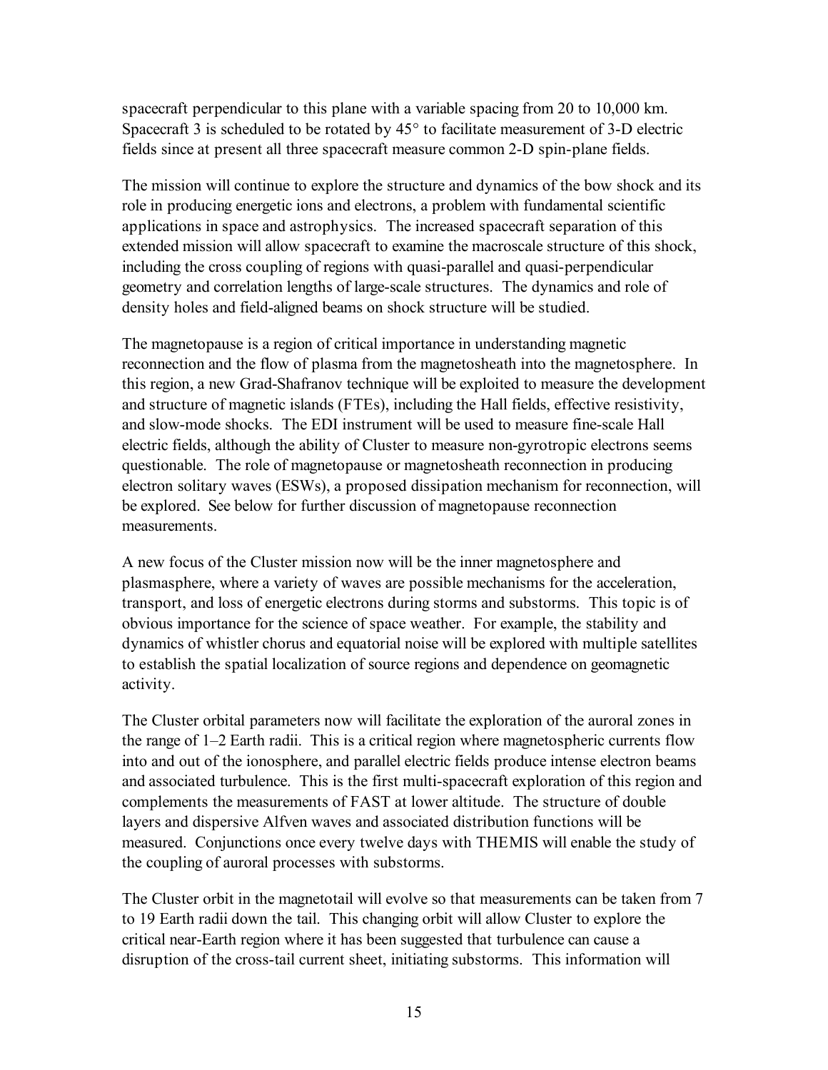spacecraft perpendicular to this plane with a variable spacing from 20 to 10,000 km. Spacecraft 3 is scheduled to be rotated by 45° to facilitate measurement of 3-D electric fields since at present all three spacecraft measure common 2-D spin-plane fields.

The mission will continue to explore the structure and dynamics of the bow shock and its role in producing energetic ions and electrons, a problem with fundamental scientific applications in space and astrophysics. The increased spacecraft separation of this extended mission will allow spacecraft to examine the macroscale structure of this shock, including the cross coupling of regions with quasi-parallel and quasi-perpendicular geometry and correlation lengths of large-scale structures. The dynamics and role of density holes and field-aligned beams on shock structure will be studied.

The magnetopause is a region of critical importance in understanding magnetic reconnection and the flow of plasma from the magnetosheath into the magnetosphere. In this region, a new Grad-Shafranov technique will be exploited to measure the development and structure of magnetic islands (FTEs), including the Hall fields, effective resistivity, and slow-mode shocks. The EDI instrument will be used to measure fine-scale Hall electric fields, although the ability of Cluster to measure non-gyrotropic electrons seems questionable. The role of magnetopause or magnetosheath reconnection in producing electron solitary waves (ESWs), a proposed dissipation mechanism for reconnection, will be explored. See below for further discussion of magnetopause reconnection measurements.

A new focus of the Cluster mission now will be the inner magnetosphere and plasmasphere, where a variety of waves are possible mechanisms for the acceleration, transport, and loss of energetic electrons during storms and substorms. This topic is of obvious importance for the science of space weather. For example, the stability and dynamics of whistler chorus and equatorial noise will be explored with multiple satellites to establish the spatial localization of source regions and dependence on geomagnetic activity.

The Cluster orbital parameters now will facilitate the exploration of the auroral zones in the range of 1–2 Earth radii. This is a critical region where magnetospheric currents flow into and out of the ionosphere, and parallel electric fields produce intense electron beams and associated turbulence. This is the first multi-spacecraft exploration of this region and complements the measurements of FAST at lower altitude. The structure of double layers and dispersive Alfven waves and associated distribution functions will be measured. Conjunctions once every twelve days with THEMIS will enable the study of the coupling of auroral processes with substorms.

The Cluster orbit in the magnetotail will evolve so that measurements can be taken from 7 to 19 Earth radii down the tail. This changing orbit will allow Cluster to explore the critical near-Earth region where it has been suggested that turbulence can cause a disruption of the cross-tail current sheet, initiating substorms. This information will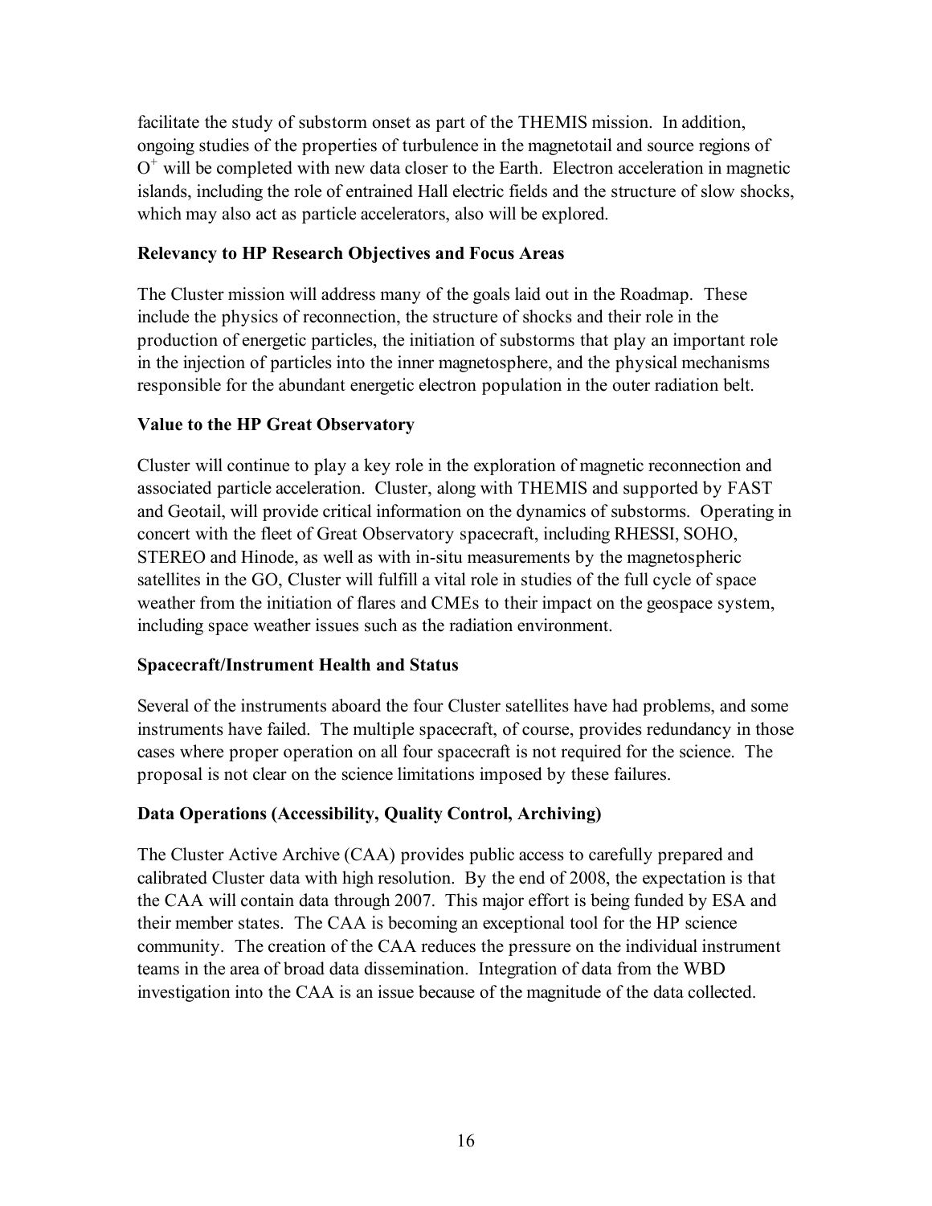facilitate the study of substorm onset as part of the THEMIS mission. In addition, ongoing studies of the properties of turbulence in the magnetotail and source regions of $O^+$ will be completed with new data closer to the Earth. Electron acceleration in magnetic islands, including the role of entrained Hall electric fields and the structure of slow shocks, which may also act as particle accelerators, also will be explored.

### Relevancy to HP Research Objectives and Focus Areas

The Cluster mission will address many of the goals laid out in the Roadmap. These include the physics of reconnection, the structure of shocks and their role in the production of energetic particles, the initiation of substorms that play an important role in the injection of particles into the inner magnetosphere, and the physical mechanisms responsible for the abundant energetic electron population in the outer radiation belt.

### Value to the HP Great Observatory

Cluster will continue to play a key role in the exploration of magnetic reconnection and associated particle acceleration. Cluster, along with THEMIS and supported by FAST and Geotail, will provide critical information on the dynamics of substorms. Operating in concert with the fleet of Great Observatory spacecraft, including RHESSI, SOHO, STEREO and Hinode, as well as with in-situ measurements by the magnetospheric satellites in the GO, Cluster will fulfill a vital role in studies of the full cycle of space weather from the initiation of flares and CMEs to their impact on the geospace system, including space weather issues such as the radiation environment.

### Spacecraft/Instrument Health and Status

Several of the instruments aboard the four Cluster satellites have had problems, and some instruments have failed. The multiple spacecraft, of course, provides redundancy in those cases where proper operation on all four spacecraft is not required for the science. The proposal is not clear on the science limitations imposed by these failures.

### Data Operations (Accessibility, Quality Control, Archiving)

The Cluster Active Archive (CAA) provides public access to carefully prepared and calibrated Cluster data with high resolution. By the end of 2008, the expectation is that the CAA will contain data through 2007. This major effort is being funded by ESA and their member states. The CAA is becoming an exceptional tool for the HP science community. The creation of the CAA reduces the pressure on the individual instrument teams in the area of broad data dissemination. Integration of data from the WBD investigation into the CAA is an issue because of the magnitude of the data collected.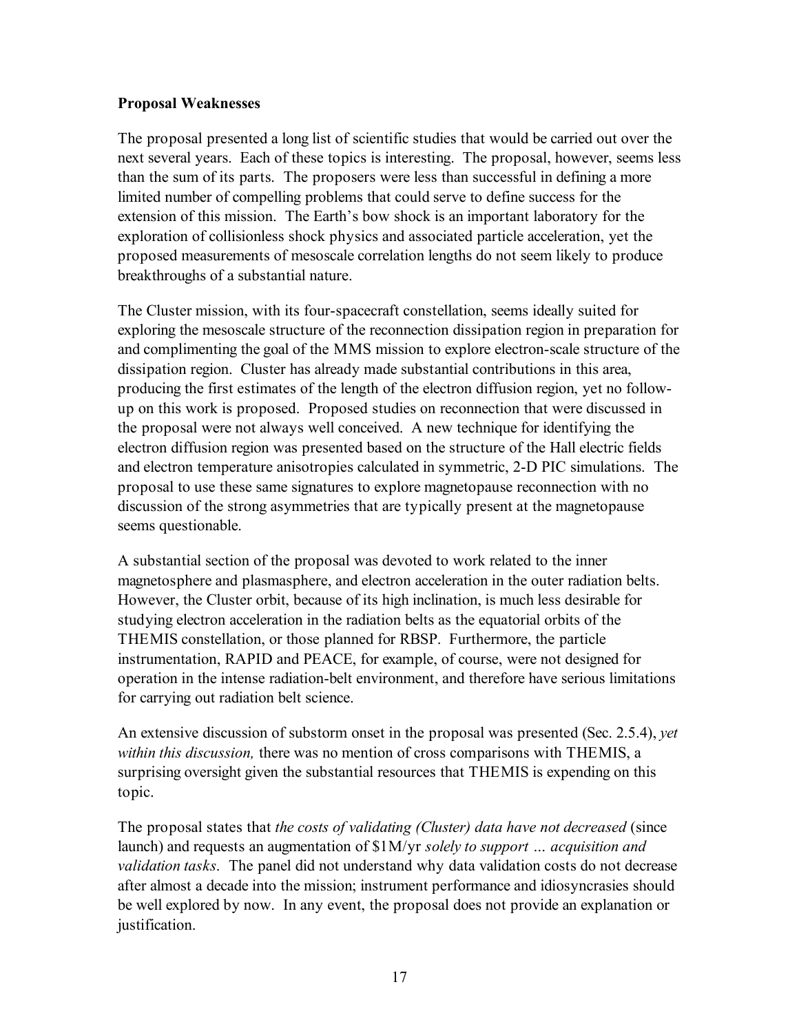**Proposal Weaknesses**

The proposal presented a long list of scientific studies that would be carried out over the next several years. Each of these topics is interesting. The proposal, however, seems less than the sum of its parts. The proposers were less than successful in defining a more limited number of compelling problems that could serve to define success for the extension of this mission. The Earth's bow shock is an important laboratory for the exploration of collisionless shock physics and associated particle acceleration, yet the proposed measurements of mesoscale correlation lengths do not seem likely to produce breakthroughs of a substantial nature.

The Cluster mission, with its four-spacecraft constellation, seems ideally suited for exploring the mesoscale structure of the reconnection dissipation region in preparation for and complimenting the goal of the MMS mission to explore electron-scale structure of the dissipation region. Cluster has already made substantial contributions in this area, producing the first estimates of the length of the electron diffusion region, yet no follow-up on this work is proposed. Proposed studies on reconnection that were discussed in the proposal were not always well conceived. A new technique for identifying the electron diffusion region was presented based on the structure of the Hall electric fields and electron temperature anisotropies calculated in symmetric, 2-D PIC simulations. The proposal to use these same signatures to explore magnetopause reconnection with no discussion of the strong asymmetries that are typically present at the magnetopause seems questionable.

A substantial section of the proposal was devoted to work related to the inner magnetosphere and plasmasphere, and electron acceleration in the outer radiation belts. However, the Cluster orbit, because of its high inclination, is much less desirable for studying electron acceleration in the radiation belts as the equatorial orbits of the THEMIS constellation, or those planned for RBSP. Furthermore, the particle instrumentation, RAPID and PEACE, for example, of course, were not designed for operation in the intense radiation-belt environment, and therefore have serious limitations for carrying out radiation belt science.

An extensive discussion of substorm onset in the proposal was presented (Sec. 2.5.4), *yet within this discussion,* there was no mention of cross comparisons with THEMIS, a surprising oversight given the substantial resources that THEMIS is expending on this topic.

The proposal states that *the costs of validating (Cluster) data have not decreased* (since launch) and requests an augmentation of $1M/yr *solely to support … acquisition and validation tasks*. The panel did not understand why data validation costs do not decrease after almost a decade into the mission; instrument performance and idiosyncrasies should be well explored by now. In any event, the proposal does not provide an explanation or justification.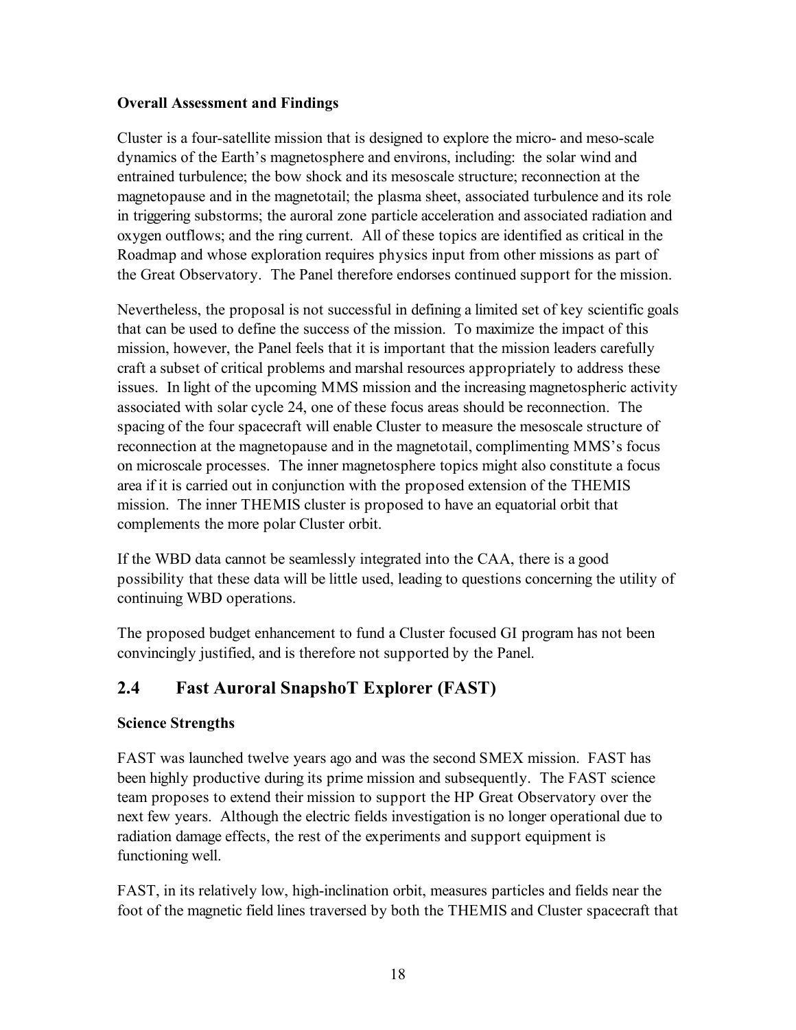**Overall Assessment and Findings**

Cluster is a four-satellite mission that is designed to explore the micro- and meso-scale dynamics of the Earth's magnetosphere and environs, including: the solar wind and entrained turbulence; the bow shock and its mesoscale structure; reconnection at the magnetopause and in the magnetotail; the plasma sheet, associated turbulence and its role in triggering substorms; the auroral zone particle acceleration and associated radiation and oxygen outflows; and the ring current. All of these topics are identified as critical in the Roadmap and whose exploration requires physics input from other missions as part of the Great Observatory. The Panel therefore endorses continued support for the mission.

Nevertheless, the proposal is not successful in defining a limited set of key scientific goals that can be used to define the success of the mission. To maximize the impact of this mission, however, the Panel feels that it is important that the mission leaders carefully craft a subset of critical problems and marshal resources appropriately to address these issues. In light of the upcoming MMS mission and the increasing magnetospheric activity associated with solar cycle 24, one of these focus areas should be reconnection. The spacing of the four spacecraft will enable Cluster to measure the mesoscale structure of reconnection at the magnetopause and in the magnetotail, complimenting MMS's focus on microscale processes. The inner magnetosphere topics might also constitute a focus area if it is carried out in conjunction with the proposed extension of the THEMIS mission. The inner THEMIS cluster is proposed to have an equatorial orbit that complements the more polar Cluster orbit.

If the WBD data cannot be seamlessly integrated into the CAA, there is a good possibility that these data will be little used, leading to questions concerning the utility of continuing WBD operations.

The proposed budget enhancement to fund a Cluster focused GI program has not been convincingly justified, and is therefore not supported by the Panel.

## 2.4 Fast Auroral SnapshoT Explorer (FAST)

**Science Strengths**

FAST was launched twelve years ago and was the second SMEX mission. FAST has been highly productive during its prime mission and subsequently. The FAST science team proposes to extend their mission to support the HP Great Observatory over the next few years. Although the electric fields investigation is no longer operational due to radiation damage effects, the rest of the experiments and support equipment is functioning well.

FAST, in its relatively low, high-inclination orbit, measures particles and fields near the foot of the magnetic field lines traversed by both the THEMIS and Cluster spacecraft that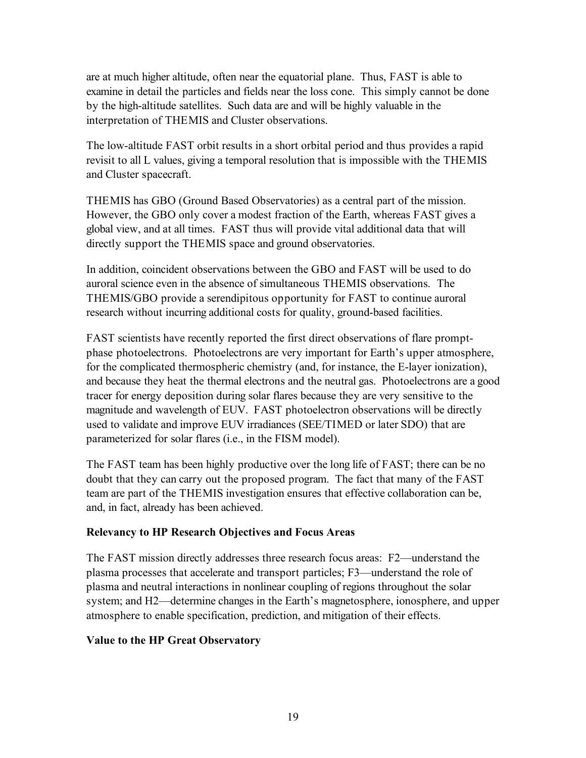are at much higher altitude, often near the equatorial plane. Thus, FAST is able to examine in detail the particles and fields near the loss cone. This simply cannot be done by the high-altitude satellites. Such data are and will be highly valuable in the interpretation of THEMIS and Cluster observations.

The low-altitude FAST orbit results in a short orbital period and thus provides a rapid revisit to all L values, giving a temporal resolution that is impossible with the THEMIS and Cluster spacecraft.

THEMIS has GBO (Ground Based Observatories) as a central part of the mission. However, the GBO only cover a modest fraction of the Earth, whereas FAST gives a global view, and at all times. FAST thus will provide vital additional data that will directly support the THEMIS space and ground observatories.

In addition, coincident observations between the GBO and FAST will be used to do auroral science even in the absence of simultaneous THEMIS observations. The THEMIS/GBO provide a serendipitous opportunity for FAST to continue auroral research without incurring additional costs for quality, ground-based facilities.

FAST scientists have recently reported the first direct observations of flare prompt-phase photoelectrons. Photoelectrons are very important for Earth's upper atmosphere, for the complicated thermospheric chemistry (and, for instance, the E-layer ionization), and because they heat the thermal electrons and the neutral gas. Photoelectrons are a good tracer for energy deposition during solar flares because they are very sensitive to the magnitude and wavelength of EUV. FAST photoelectron observations will be directly used to validate and improve EUV irradiances (SEE/TIMED or later SDO) that are parameterized for solar flares (i.e., in the FISM model).

The FAST team has been highly productive over the long life of FAST; there can be no doubt that they can carry out the proposed program. The fact that many of the FAST team are part of the THEMIS investigation ensures that effective collaboration can be, and, in fact, already has been achieved.

**Relevancy to HP Research Objectives and Focus Areas**

The FAST mission directly addresses three research focus areas: F2—understand the plasma processes that accelerate and transport particles; F3—understand the role of plasma and neutral interactions in nonlinear coupling of regions throughout the solar system; and H2—determine changes in the Earth's magnetosphere, ionosphere, and upper atmosphere to enable specification, prediction, and mitigation of their effects.

**Value to the HP Great Observatory**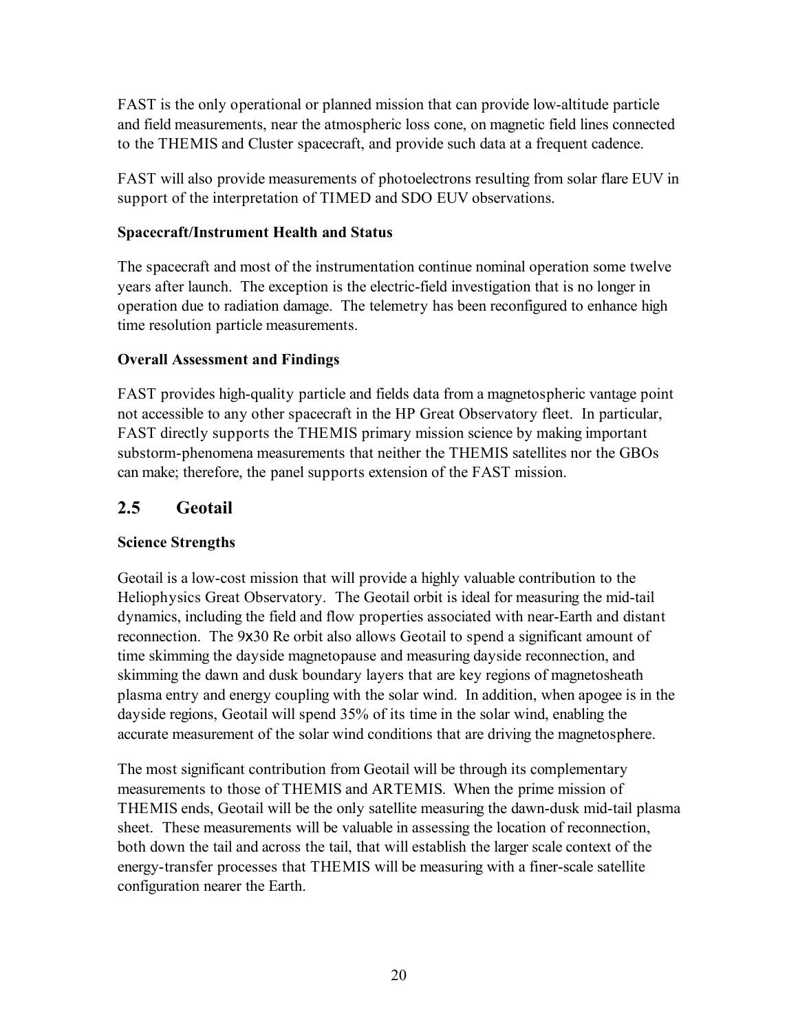FAST is the only operational or planned mission that can provide low-altitude particle and field measurements, near the atmospheric loss cone, on magnetic field lines connected to the THEMIS and Cluster spacecraft, and provide such data at a frequent cadence.

FAST will also provide measurements of photoelectrons resulting from solar flare EUV in support of the interpretation of TIMED and SDO EUV observations.

**Spacecraft/Instrument Health and Status**

The spacecraft and most of the instrumentation continue nominal operation some twelve years after launch. The exception is the electric-field investigation that is no longer in operation due to radiation damage. The telemetry has been reconfigured to enhance high time resolution particle measurements.

**Overall Assessment and Findings**

FAST provides high-quality particle and fields data from a magnetospheric vantage point not accessible to any other spacecraft in the HP Great Observatory fleet. In particular, FAST directly supports the THEMIS primary mission science by making important substorm-phenomena measurements that neither the THEMIS satellites nor the GBOs can make; therefore, the panel supports extension of the FAST mission.

## 2.5 Geotail

**Science Strengths**

Geotail is a low-cost mission that will provide a highly valuable contribution to the Heliophysics Great Observatory. The Geotail orbit is ideal for measuring the mid-tail dynamics, including the field and flow properties associated with near-Earth and distant reconnection. The 9x30 Re orbit also allows Geotail to spend a significant amount of time skimming the dayside magnetopause and measuring dayside reconnection, and skimming the dawn and dusk boundary layers that are key regions of magnetosheath plasma entry and energy coupling with the solar wind. In addition, when apogee is in the dayside regions, Geotail will spend 35% of its time in the solar wind, enabling the accurate measurement of the solar wind conditions that are driving the magnetosphere.

The most significant contribution from Geotail will be through its complementary measurements to those of THEMIS and ARTEMIS. When the prime mission of THEMIS ends, Geotail will be the only satellite measuring the dawn-dusk mid-tail plasma sheet. These measurements will be valuable in assessing the location of reconnection, both down the tail and across the tail, that will establish the larger scale context of the energy-transfer processes that THEMIS will be measuring with a finer-scale satellite configuration nearer the Earth.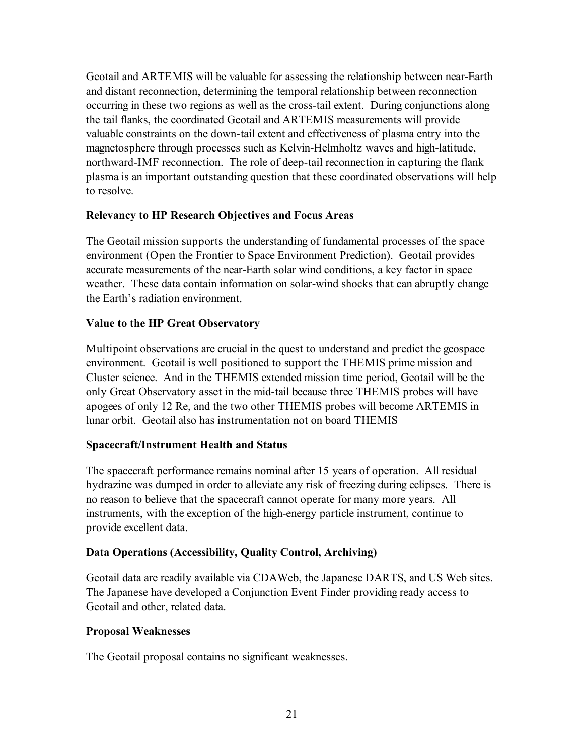Geotail and ARTEMIS will be valuable for assessing the relationship between near-Earth and distant reconnection, determining the temporal relationship between reconnection occurring in these two regions as well as the cross-tail extent. During conjunctions along the tail flanks, the coordinated Geotail and ARTEMIS measurements will provide valuable constraints on the down-tail extent and effectiveness of plasma entry into the magnetosphere through processes such as Kelvin-Helmholtz waves and high-latitude, northward-IMF reconnection. The role of deep-tail reconnection in capturing the flank plasma is an important outstanding question that these coordinated observations will help to resolve.

### Relevancy to HP Research Objectives and Focus Areas

The Geotail mission supports the understanding of fundamental processes of the space environment (Open the Frontier to Space Environment Prediction). Geotail provides accurate measurements of the near-Earth solar wind conditions, a key factor in space weather. These data contain information on solar-wind shocks that can abruptly change the Earth's radiation environment.

### Value to the HP Great Observatory

Multipoint observations are crucial in the quest to understand and predict the geospace environment. Geotail is well positioned to support the THEMIS prime mission and Cluster science. And in the THEMIS extended mission time period, Geotail will be the only Great Observatory asset in the mid-tail because three THEMIS probes will have apogees of only 12 Re, and the two other THEMIS probes will become ARTEMIS in lunar orbit. Geotail also has instrumentation not on board THEMIS

### Spacecraft/Instrument Health and Status

The spacecraft performance remains nominal after 15 years of operation. All residual hydrazine was dumped in order to alleviate any risk of freezing during eclipses. There is no reason to believe that the spacecraft cannot operate for many more years. All instruments, with the exception of the high-energy particle instrument, continue to provide excellent data.

### Data Operations (Accessibility, Quality Control, Archiving)

Geotail data are readily available via CDAWeb, the Japanese DARTS, and US Web sites. The Japanese have developed a Conjunction Event Finder providing ready access to Geotail and other, related data.

### Proposal Weaknesses

The Geotail proposal contains no significant weaknesses.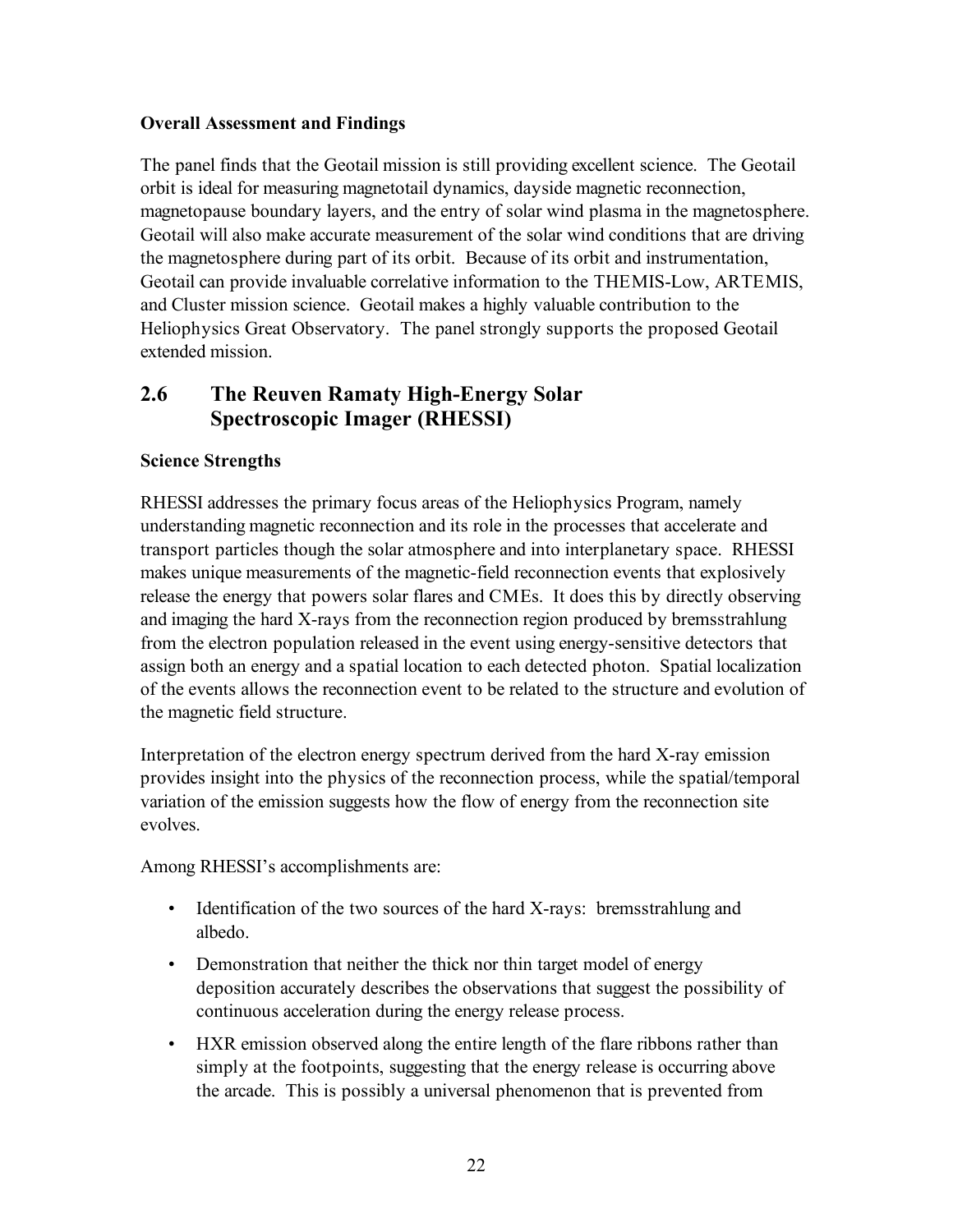**Overall Assessment and Findings**

The panel finds that the Geotail mission is still providing excellent science. The Geotail orbit is ideal for measuring magnetotail dynamics, dayside magnetic reconnection, magnetopause boundary layers, and the entry of solar wind plasma in the magnetosphere. Geotail will also make accurate measurement of the solar wind conditions that are driving the magnetosphere during part of its orbit. Because of its orbit and instrumentation, Geotail can provide invaluable correlative information to the THEMIS-Low, ARTEMIS, and Cluster mission science. Geotail makes a highly valuable contribution to the Heliophysics Great Observatory. The panel strongly supports the proposed Geotail extended mission.

## 2.6 The Reuven Ramaty High-Energy Solar Spectroscopic Imager (RHESSI)

**Science Strengths**

RHESSI addresses the primary focus areas of the Heliophysics Program, namely understanding magnetic reconnection and its role in the processes that accelerate and transport particles though the solar atmosphere and into interplanetary space. RHESSI makes unique measurements of the magnetic-field reconnection events that explosively release the energy that powers solar flares and CMEs. It does this by directly observing and imaging the hard X-rays from the reconnection region produced by bremsstrahlung from the electron population released in the event using energy-sensitive detectors that assign both an energy and a spatial location to each detected photon. Spatial localization of the events allows the reconnection event to be related to the structure and evolution of the magnetic field structure.

Interpretation of the electron energy spectrum derived from the hard X-ray emission provides insight into the physics of the reconnection process, while the spatial/temporal variation of the emission suggests how the flow of energy from the reconnection site evolves.

Among RHESSI's accomplishments are:

- Identification of the two sources of the hard X-rays: bremsstrahlung and albedo.
- Demonstration that neither the thick nor thin target model of energy deposition accurately describes the observations that suggest the possibility of continuous acceleration during the energy release process.
- HXR emission observed along the entire length of the flare ribbons rather than simply at the footpoints, suggesting that the energy release is occurring above the arcade. This is possibly a universal phenomenon that is prevented from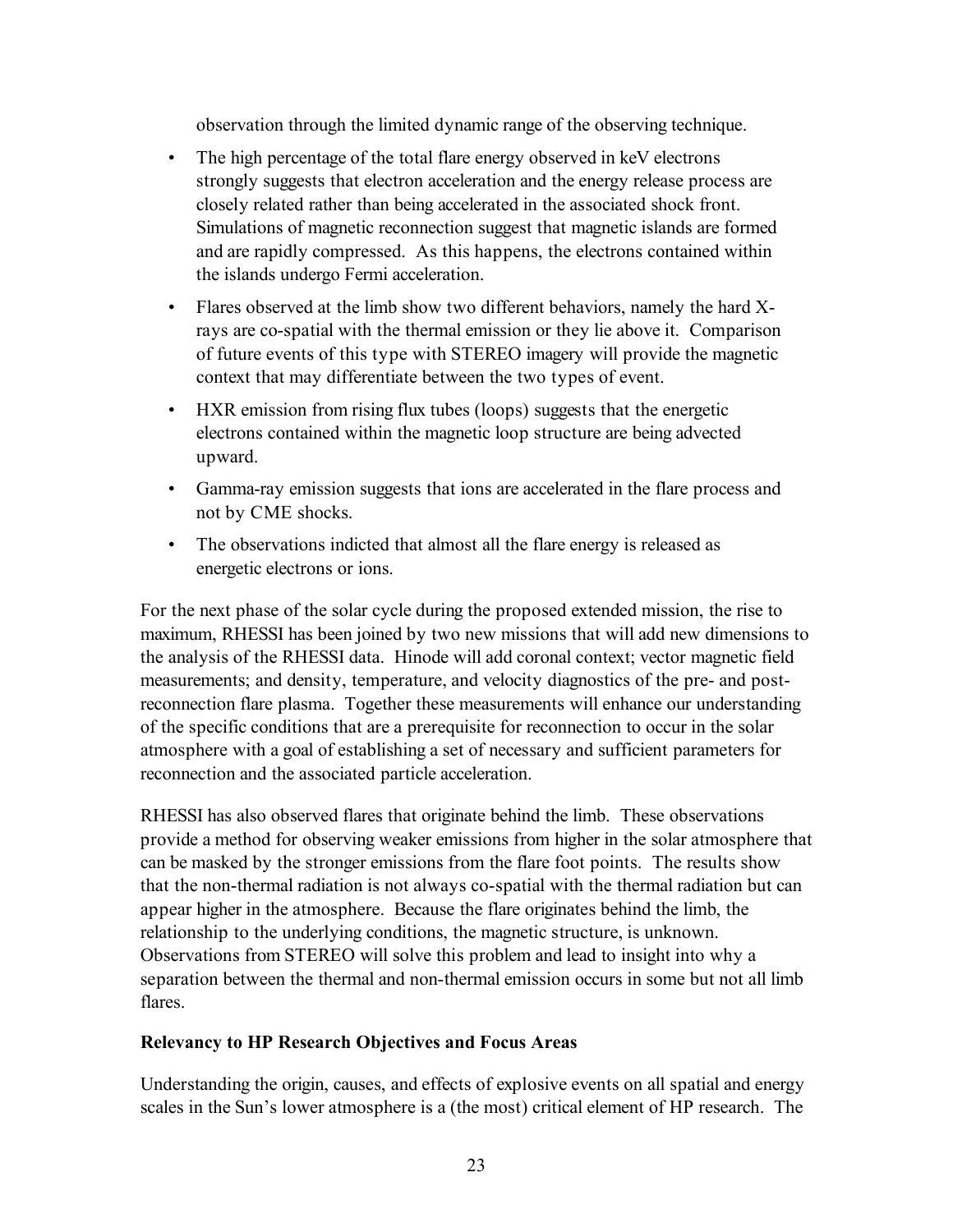observation through the limited dynamic range of the observing technique.

- The high percentage of the total flare energy observed in keV electrons strongly suggests that electron acceleration and the energy release process are closely related rather than being accelerated in the associated shock front. Simulations of magnetic reconnection suggest that magnetic islands are formed and are rapidly compressed. As this happens, the electrons contained within the islands undergo Fermi acceleration.
- Flares observed at the limb show two different behaviors, namely the hard X-rays are co-spatial with the thermal emission or they lie above it. Comparison of future events of this type with STEREO imagery will provide the magnetic context that may differentiate between the two types of event.
- HXR emission from rising flux tubes (loops) suggests that the energetic electrons contained within the magnetic loop structure are being advected upward.
- Gamma-ray emission suggests that ions are accelerated in the flare process and not by CME shocks.
- The observations indicted that almost all the flare energy is released as energetic electrons or ions.

For the next phase of the solar cycle during the proposed extended mission, the rise to maximum, RHESSI has been joined by two new missions that will add new dimensions to the analysis of the RHESSI data. Hinode will add coronal context; vector magnetic field measurements; and density, temperature, and velocity diagnostics of the pre- and post-reconnection flare plasma. Together these measurements will enhance our understanding of the specific conditions that are a prerequisite for reconnection to occur in the solar atmosphere with a goal of establishing a set of necessary and sufficient parameters for reconnection and the associated particle acceleration.

RHESSI has also observed flares that originate behind the limb. These observations provide a method for observing weaker emissions from higher in the solar atmosphere that can be masked by the stronger emissions from the flare foot points. The results show that the non-thermal radiation is not always co-spatial with the thermal radiation but can appear higher in the atmosphere. Because the flare originates behind the limb, the relationship to the underlying conditions, the magnetic structure, is unknown. Observations from STEREO will solve this problem and lead to insight into why a separation between the thermal and non-thermal emission occurs in some but not all limb flares.

**Relevancy to HP Research Objectives and Focus Areas**

Understanding the origin, causes, and effects of explosive events on all spatial and energy scales in the Sun's lower atmosphere is a (the most) critical element of HP research. The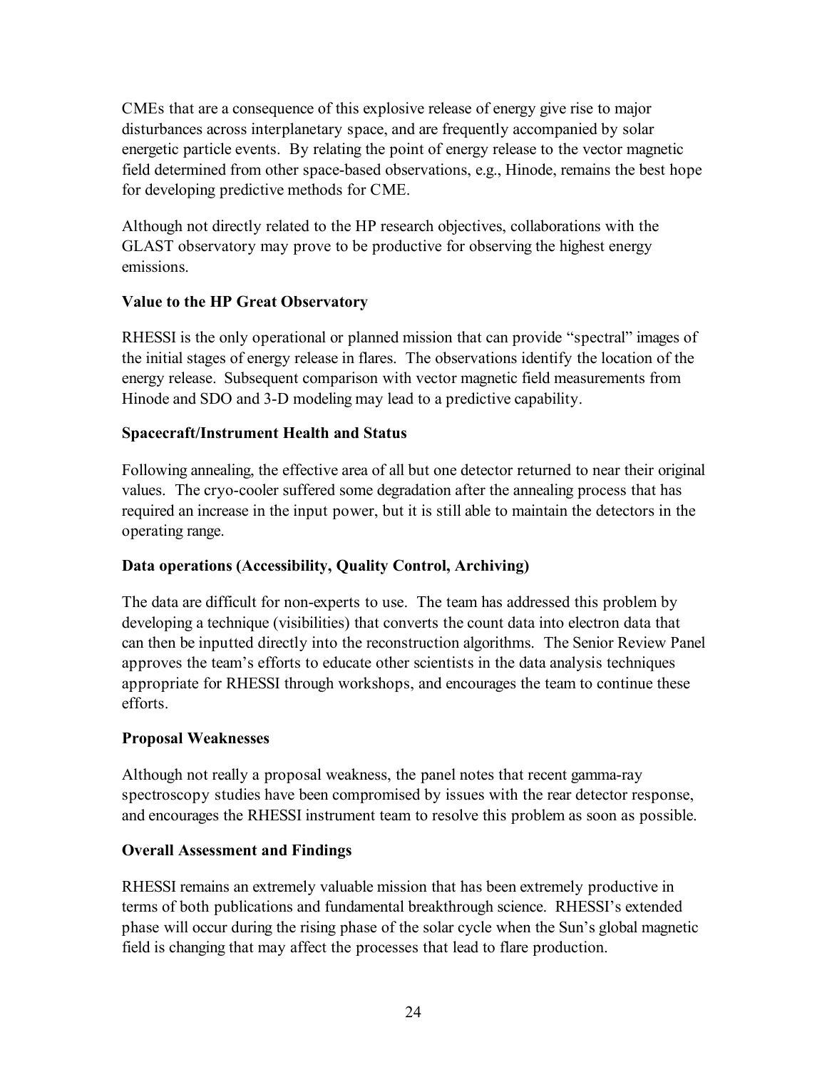CMEs that are a consequence of this explosive release of energy give rise to major disturbances across interplanetary space, and are frequently accompanied by solar energetic particle events. By relating the point of energy release to the vector magnetic field determined from other space-based observations, e.g., Hinode, remains the best hope for developing predictive methods for CME.

Although not directly related to the HP research objectives, collaborations with the GLAST observatory may prove to be productive for observing the highest energy emissions.

**Value to the HP Great Observatory**

RHESSI is the only operational or planned mission that can provide "spectral" images of the initial stages of energy release in flares. The observations identify the location of the energy release. Subsequent comparison with vector magnetic field measurements from Hinode and SDO and 3-D modeling may lead to a predictive capability.

**Spacecraft/Instrument Health and Status**

Following annealing, the effective area of all but one detector returned to near their original values. The cryo-cooler suffered some degradation after the annealing process that has required an increase in the input power, but it is still able to maintain the detectors in the operating range.

**Data operations (Accessibility, Quality Control, Archiving)**

The data are difficult for non-experts to use. The team has addressed this problem by developing a technique (visibilities) that converts the count data into electron data that can then be inputted directly into the reconstruction algorithms. The Senior Review Panel approves the team's efforts to educate other scientists in the data analysis techniques appropriate for RHESSI through workshops, and encourages the team to continue these efforts.

**Proposal Weaknesses**

Although not really a proposal weakness, the panel notes that recent gamma-ray spectroscopy studies have been compromised by issues with the rear detector response, and encourages the RHESSI instrument team to resolve this problem as soon as possible.

**Overall Assessment and Findings**

RHESSI remains an extremely valuable mission that has been extremely productive in terms of both publications and fundamental breakthrough science. RHESSI's extended phase will occur during the rising phase of the solar cycle when the Sun's global magnetic field is changing that may affect the processes that lead to flare production.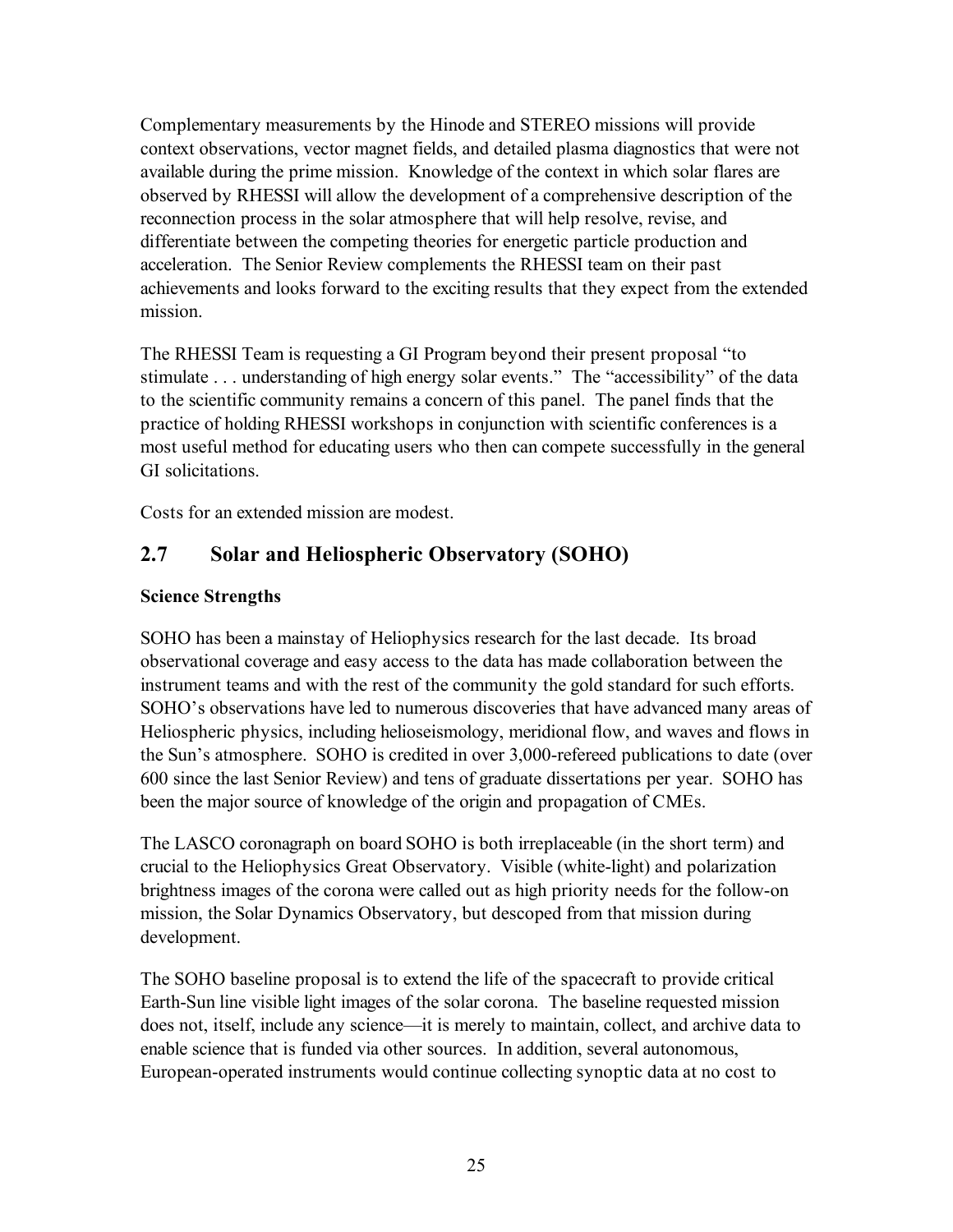Complementary measurements by the Hinode and STEREO missions will provide context observations, vector magnet fields, and detailed plasma diagnostics that were not available during the prime mission. Knowledge of the context in which solar flares are observed by RHESSI will allow the development of a comprehensive description of the reconnection process in the solar atmosphere that will help resolve, revise, and differentiate between the competing theories for energetic particle production and acceleration. The Senior Review complements the RHESSI team on their past achievements and looks forward to the exciting results that they expect from the extended mission.

The RHESSI Team is requesting a GI Program beyond their present proposal "to stimulate . . . understanding of high energy solar events." The "accessibility" of the data to the scientific community remains a concern of this panel. The panel finds that the practice of holding RHESSI workshops in conjunction with scientific conferences is a most useful method for educating users who then can compete successfully in the general GI solicitations.

Costs for an extended mission are modest.

## 2.7 Solar and Heliospheric Observatory (SOHO)

### Science Strengths

SOHO has been a mainstay of Heliophysics research for the last decade. Its broad observational coverage and easy access to the data has made collaboration between the instrument teams and with the rest of the community the gold standard for such efforts. SOHO's observations have led to numerous discoveries that have advanced many areas of Heliospheric physics, including helioseismology, meridional flow, and waves and flows in the Sun's atmosphere. SOHO is credited in over 3,000-refereed publications to date (over 600 since the last Senior Review) and tens of graduate dissertations per year. SOHO has been the major source of knowledge of the origin and propagation of CMEs.

The LASCO coronagraph on board SOHO is both irreplaceable (in the short term) and crucial to the Heliophysics Great Observatory. Visible (white-light) and polarization brightness images of the corona were called out as high priority needs for the follow-on mission, the Solar Dynamics Observatory, but descoped from that mission during development.

The SOHO baseline proposal is to extend the life of the spacecraft to provide critical Earth-Sun line visible light images of the solar corona. The baseline requested mission does not, itself, include any science—it is merely to maintain, collect, and archive data to enable science that is funded via other sources. In addition, several autonomous, European-operated instruments would continue collecting synoptic data at no cost to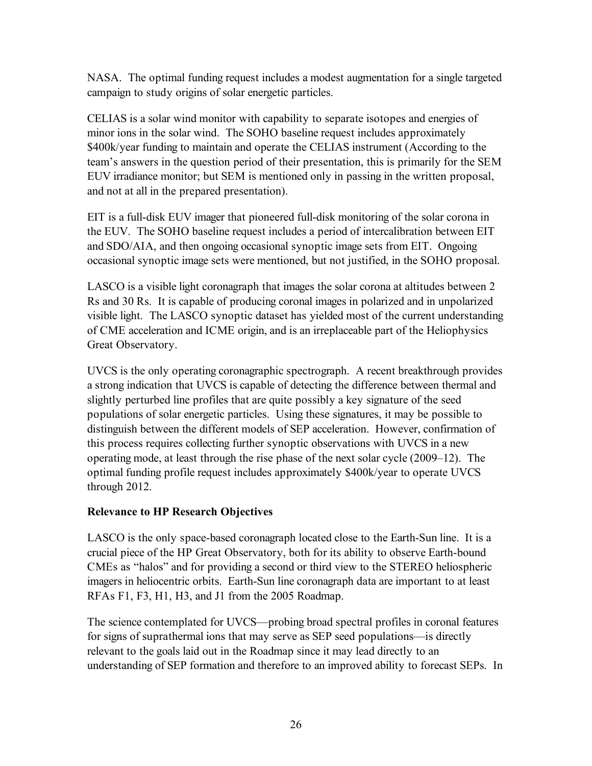NASA. The optimal funding request includes a modest augmentation for a single targeted campaign to study origins of solar energetic particles.

CELIAS is a solar wind monitor with capability to separate isotopes and energies of minor ions in the solar wind. The SOHO baseline request includes approximately $400k/year funding to maintain and operate the CELIAS instrument (According to the team's answers in the question period of their presentation, this is primarily for the SEM EUV irradiance monitor; but SEM is mentioned only in passing in the written proposal, and not at all in the prepared presentation).

EIT is a full-disk EUV imager that pioneered full-disk monitoring of the solar corona in the EUV. The SOHO baseline request includes a period of intercalibration between EIT and SDO/AIA, and then ongoing occasional synoptic image sets from EIT. Ongoing occasional synoptic image sets were mentioned, but not justified, in the SOHO proposal.

LASCO is a visible light coronagraph that images the solar corona at altitudes between 2 Rs and 30 Rs. It is capable of producing coronal images in polarized and in unpolarized visible light. The LASCO synoptic dataset has yielded most of the current understanding of CME acceleration and ICME origin, and is an irreplaceable part of the Heliophysics Great Observatory.

UVCS is the only operating coronagraphic spectrograph. A recent breakthrough provides a strong indication that UVCS is capable of detecting the difference between thermal and slightly perturbed line profiles that are quite possibly a key signature of the seed populations of solar energetic particles. Using these signatures, it may be possible to distinguish between the different models of SEP acceleration. However, confirmation of this process requires collecting further synoptic observations with UVCS in a new operating mode, at least through the rise phase of the next solar cycle (2009–12). The optimal funding profile request includes approximately $400k/year to operate UVCS through 2012.

**Relevance to HP Research Objectives**

LASCO is the only space-based coronagraph located close to the Earth-Sun line. It is a crucial piece of the HP Great Observatory, both for its ability to observe Earth-bound CMEs as "halos" and for providing a second or third view to the STEREO heliospheric imagers in heliocentric orbits. Earth-Sun line coronagraph data are important to at least RFAs F1, F3, H1, H3, and J1 from the 2005 Roadmap.

The science contemplated for UVCS—probing broad spectral profiles in coronal features for signs of suprathermal ions that may serve as SEP seed populations—is directly relevant to the goals laid out in the Roadmap since it may lead directly to an understanding of SEP formation and therefore to an improved ability to forecast SEPs. In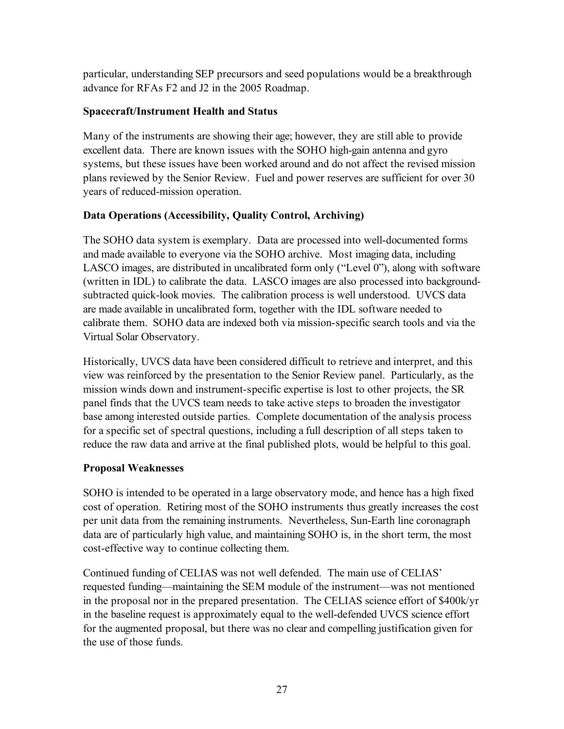particular, understanding SEP precursors and seed populations would be a breakthrough advance for RFAs F2 and J2 in the 2005 Roadmap.

**Spacecraft/Instrument Health and Status**

Many of the instruments are showing their age; however, they are still able to provide excellent data. There are known issues with the SOHO high-gain antenna and gyro systems, but these issues have been worked around and do not affect the revised mission plans reviewed by the Senior Review. Fuel and power reserves are sufficient for over 30 years of reduced-mission operation.

**Data Operations (Accessibility, Quality Control, Archiving)**

The SOHO data system is exemplary. Data are processed into well-documented forms and made available to everyone via the SOHO archive. Most imaging data, including LASCO images, are distributed in uncalibrated form only ("Level 0"), along with software (written in IDL) to calibrate the data. LASCO images are also processed into background-subtracted quick-look movies. The calibration process is well understood. UVCS data are made available in uncalibrated form, together with the IDL software needed to calibrate them. SOHO data are indexed both via mission-specific search tools and via the Virtual Solar Observatory.

Historically, UVCS data have been considered difficult to retrieve and interpret, and this view was reinforced by the presentation to the Senior Review panel. Particularly, as the mission winds down and instrument-specific expertise is lost to other projects, the SR panel finds that the UVCS team needs to take active steps to broaden the investigator base among interested outside parties. Complete documentation of the analysis process for a specific set of spectral questions, including a full description of all steps taken to reduce the raw data and arrive at the final published plots, would be helpful to this goal.

**Proposal Weaknesses**

SOHO is intended to be operated in a large observatory mode, and hence has a high fixed cost of operation. Retiring most of the SOHO instruments thus greatly increases the cost per unit data from the remaining instruments. Nevertheless, Sun-Earth line coronagraph data are of particularly high value, and maintaining SOHO is, in the short term, the most cost-effective way to continue collecting them.

Continued funding of CELIAS was not well defended. The main use of CELIAS' requested funding—maintaining the SEM module of the instrument—was not mentioned in the proposal nor in the prepared presentation. The CELIAS science effort of $400k/yr in the baseline request is approximately equal to the well-defended UVCS science effort for the augmented proposal, but there was no clear and compelling justification given for the use of those funds.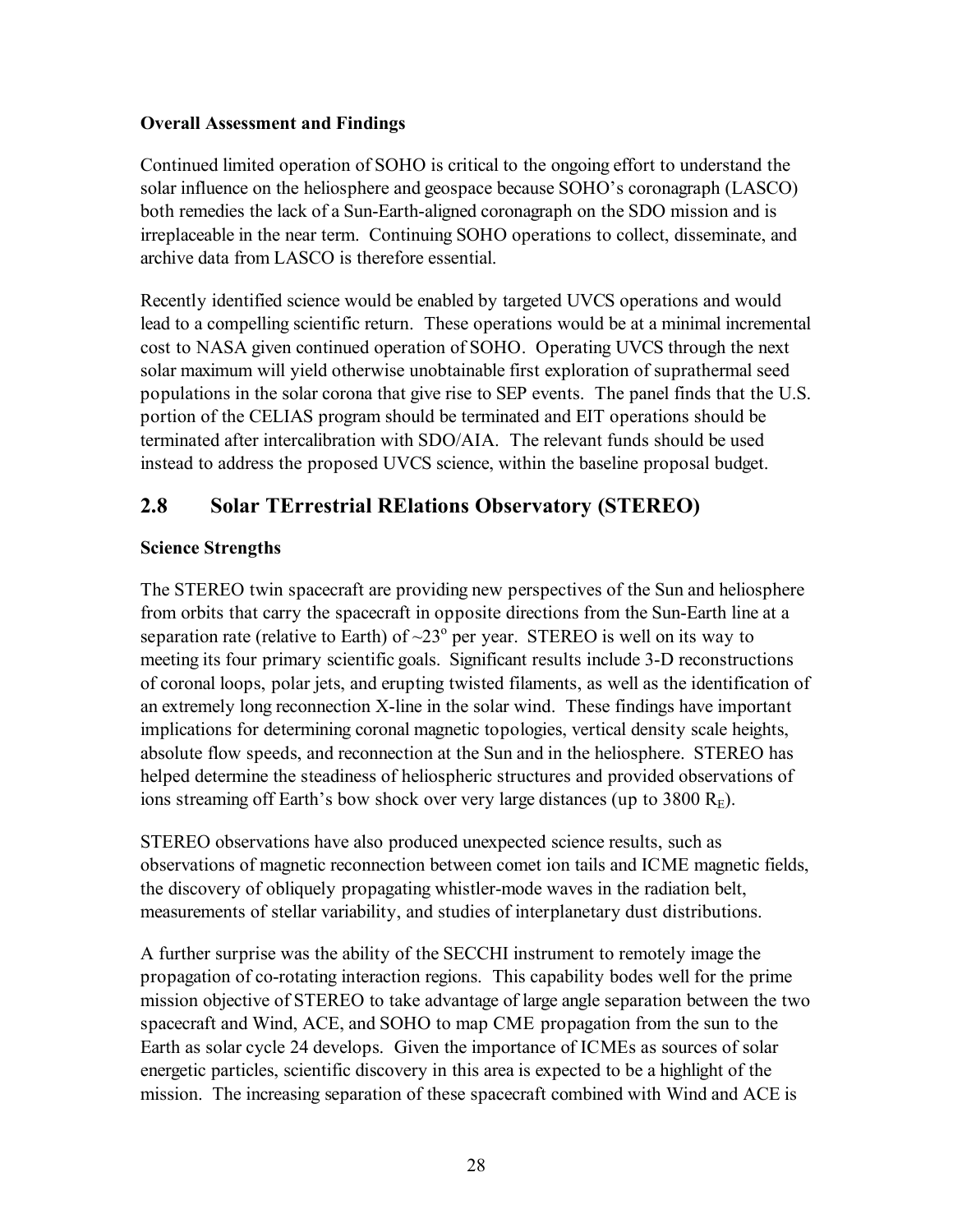**Overall Assessment and Findings**

Continued limited operation of SOHO is critical to the ongoing effort to understand the solar influence on the heliosphere and geospace because SOHO's coronagraph (LASCO) both remedies the lack of a Sun-Earth-aligned coronagraph on the SDO mission and is irreplaceable in the near term. Continuing SOHO operations to collect, disseminate, and archive data from LASCO is therefore essential.

Recently identified science would be enabled by targeted UVCS operations and would lead to a compelling scientific return. These operations would be at a minimal incremental cost to NASA given continued operation of SOHO. Operating UVCS through the next solar maximum will yield otherwise unobtainable first exploration of suprathermal seed populations in the solar corona that give rise to SEP events. The panel finds that the U.S. portion of the CELIAS program should be terminated and EIT operations should be terminated after intercalibration with SDO/AIA. The relevant funds should be used instead to address the proposed UVCS science, within the baseline proposal budget.

## 2.8 Solar TErrestrial RElations Observatory (STEREO)

**Science Strengths**

The STEREO twin spacecraft are providing new perspectives of the Sun and heliosphere from orbits that carry the spacecraft in opposite directions from the Sun-Earth line at a separation rate (relative to Earth) of ~23$^o$ per year. STEREO is well on its way to meeting its four primary scientific goals. Significant results include 3-D reconstructions of coronal loops, polar jets, and erupting twisted filaments, as well as the identification of an extremely long reconnection X-line in the solar wind. These findings have important implications for determining coronal magnetic topologies, vertical density scale heights, absolute flow speeds, and reconnection at the Sun and in the heliosphere. STEREO has helped determine the steadiness of heliospheric structures and provided observations of ions streaming off Earth's bow shock over very large distances (up to 3800 $R_E$).

STEREO observations have also produced unexpected science results, such as observations of magnetic reconnection between comet ion tails and ICME magnetic fields, the discovery of obliquely propagating whistler-mode waves in the radiation belt, measurements of stellar variability, and studies of interplanetary dust distributions.

A further surprise was the ability of the SECCHI instrument to remotely image the propagation of co-rotating interaction regions. This capability bodes well for the prime mission objective of STEREO to take advantage of large angle separation between the two spacecraft and Wind, ACE, and SOHO to map CME propagation from the sun to the Earth as solar cycle 24 develops. Given the importance of ICMEs as sources of solar energetic particles, scientific discovery in this area is expected to be a highlight of the mission. The increasing separation of these spacecraft combined with Wind and ACE is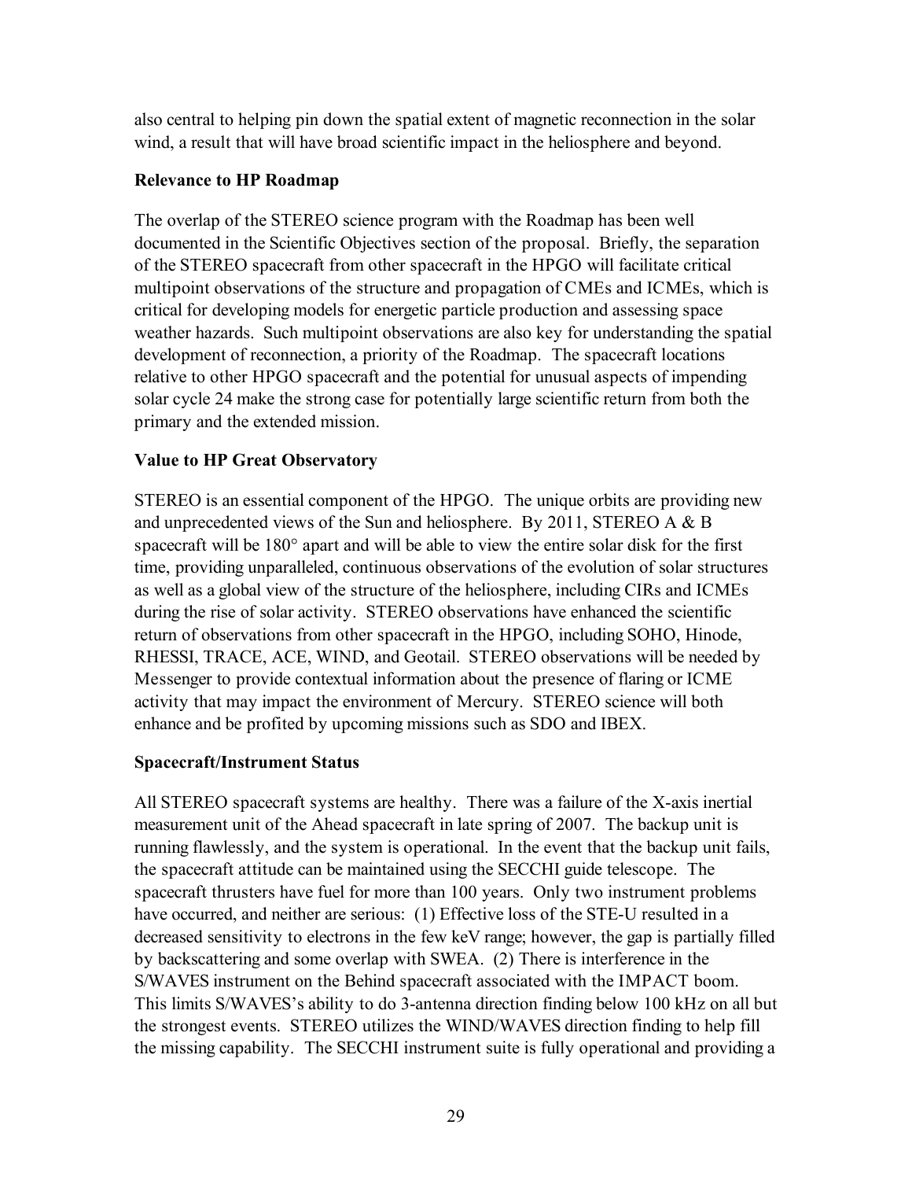also central to helping pin down the spatial extent of magnetic reconnection in the solar wind, a result that will have broad scientific impact in the heliosphere and beyond.

### Relevance to HP Roadmap

The overlap of the STEREO science program with the Roadmap has been well documented in the Scientific Objectives section of the proposal. Briefly, the separation of the STEREO spacecraft from other spacecraft in the HPGO will facilitate critical multipoint observations of the structure and propagation of CMEs and ICMEs, which is critical for developing models for energetic particle production and assessing space weather hazards. Such multipoint observations are also key for understanding the spatial development of reconnection, a priority of the Roadmap. The spacecraft locations relative to other HPGO spacecraft and the potential for unusual aspects of impending solar cycle 24 make the strong case for potentially large scientific return from both the primary and the extended mission.

### Value to HP Great Observatory

STEREO is an essential component of the HPGO. The unique orbits are providing new and unprecedented views of the Sun and heliosphere. By 2011, STEREO A & B spacecraft will be 180° apart and will be able to view the entire solar disk for the first time, providing unparalleled, continuous observations of the evolution of solar structures as well as a global view of the structure of the heliosphere, including CIRs and ICMEs during the rise of solar activity. STEREO observations have enhanced the scientific return of observations from other spacecraft in the HPGO, including SOHO, Hinode, RHESSI, TRACE, ACE, WIND, and Geotail. STEREO observations will be needed by Messenger to provide contextual information about the presence of flaring or ICME activity that may impact the environment of Mercury. STEREO science will both enhance and be profited by upcoming missions such as SDO and IBEX.

### Spacecraft/Instrument Status

All STEREO spacecraft systems are healthy. There was a failure of the X-axis inertial measurement unit of the Ahead spacecraft in late spring of 2007. The backup unit is running flawlessly, and the system is operational. In the event that the backup unit fails, the spacecraft attitude can be maintained using the SECCHI guide telescope. The spacecraft thrusters have fuel for more than 100 years. Only two instrument problems have occurred, and neither are serious: (1) Effective loss of the STE-U resulted in a decreased sensitivity to electrons in the few keV range; however, the gap is partially filled by backscattering and some overlap with SWEA. (2) There is interference in the S/WAVES instrument on the Behind spacecraft associated with the IMPACT boom. This limits S/WAVES's ability to do 3-antenna direction finding below 100 kHz on all but the strongest events. STEREO utilizes the WIND/WAVES direction finding to help fill the missing capability. The SECCHI instrument suite is fully operational and providing a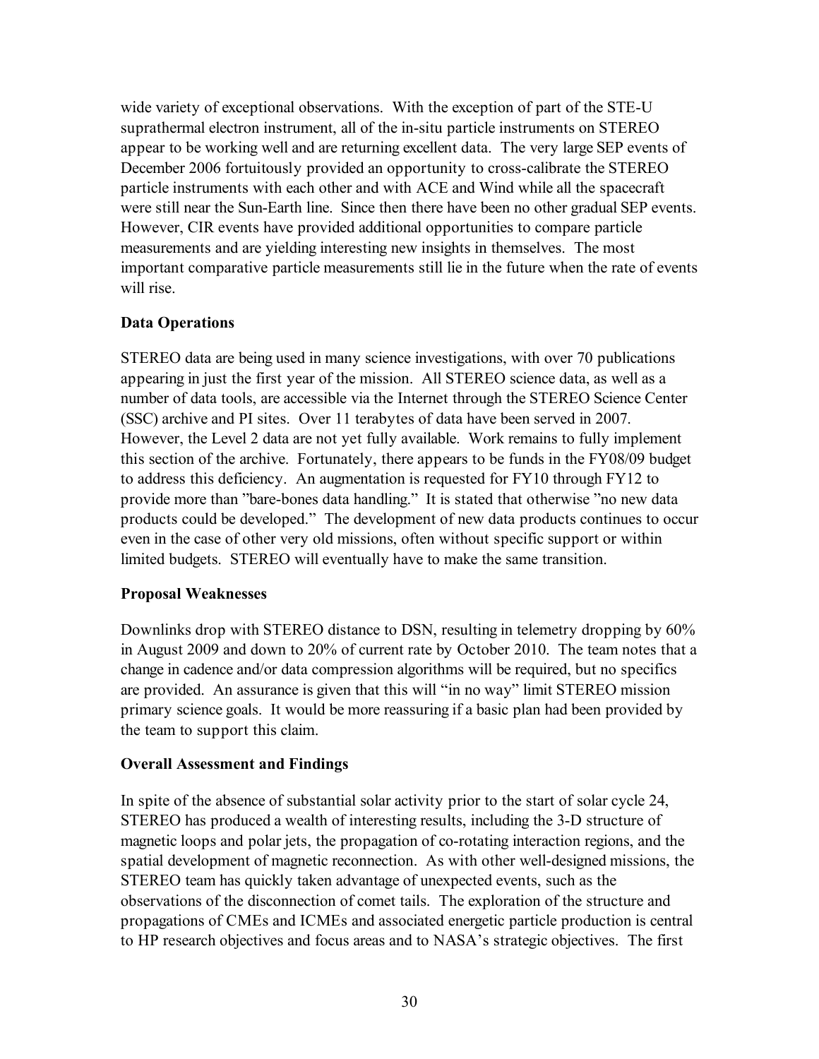wide variety of exceptional observations. With the exception of part of the STE-U suprathermal electron instrument, all of the in-situ particle instruments on STEREO appear to be working well and are returning excellent data. The very large SEP events of December 2006 fortuitously provided an opportunity to cross-calibrate the STEREO particle instruments with each other and with ACE and Wind while all the spacecraft were still near the Sun-Earth line. Since then there have been no other gradual SEP events. However, CIR events have provided additional opportunities to compare particle measurements and are yielding interesting new insights in themselves. The most important comparative particle measurements still lie in the future when the rate of events will rise.

**Data Operations**

STEREO data are being used in many science investigations, with over 70 publications appearing in just the first year of the mission. All STEREO science data, as well as a number of data tools, are accessible via the Internet through the STEREO Science Center (SSC) archive and PI sites. Over 11 terabytes of data have been served in 2007. However, the Level 2 data are not yet fully available. Work remains to fully implement this section of the archive. Fortunately, there appears to be funds in the FY08/09 budget to address this deficiency. An augmentation is requested for FY10 through FY12 to provide more than "bare-bones data handling." It is stated that otherwise "no new data products could be developed." The development of new data products continues to occur even in the case of other very old missions, often without specific support or within limited budgets. STEREO will eventually have to make the same transition.

**Proposal Weaknesses**

Downlinks drop with STEREO distance to DSN, resulting in telemetry dropping by 60% in August 2009 and down to 20% of current rate by October 2010. The team notes that a change in cadence and/or data compression algorithms will be required, but no specifics are provided. An assurance is given that this will "in no way" limit STEREO mission primary science goals. It would be more reassuring if a basic plan had been provided by the team to support this claim.

**Overall Assessment and Findings**

In spite of the absence of substantial solar activity prior to the start of solar cycle 24, STEREO has produced a wealth of interesting results, including the 3-D structure of magnetic loops and polar jets, the propagation of co-rotating interaction regions, and the spatial development of magnetic reconnection. As with other well-designed missions, the STEREO team has quickly taken advantage of unexpected events, such as the observations of the disconnection of comet tails. The exploration of the structure and propagations of CMEs and ICMEs and associated energetic particle production is central to HP research objectives and focus areas and to NASA's strategic objectives. The first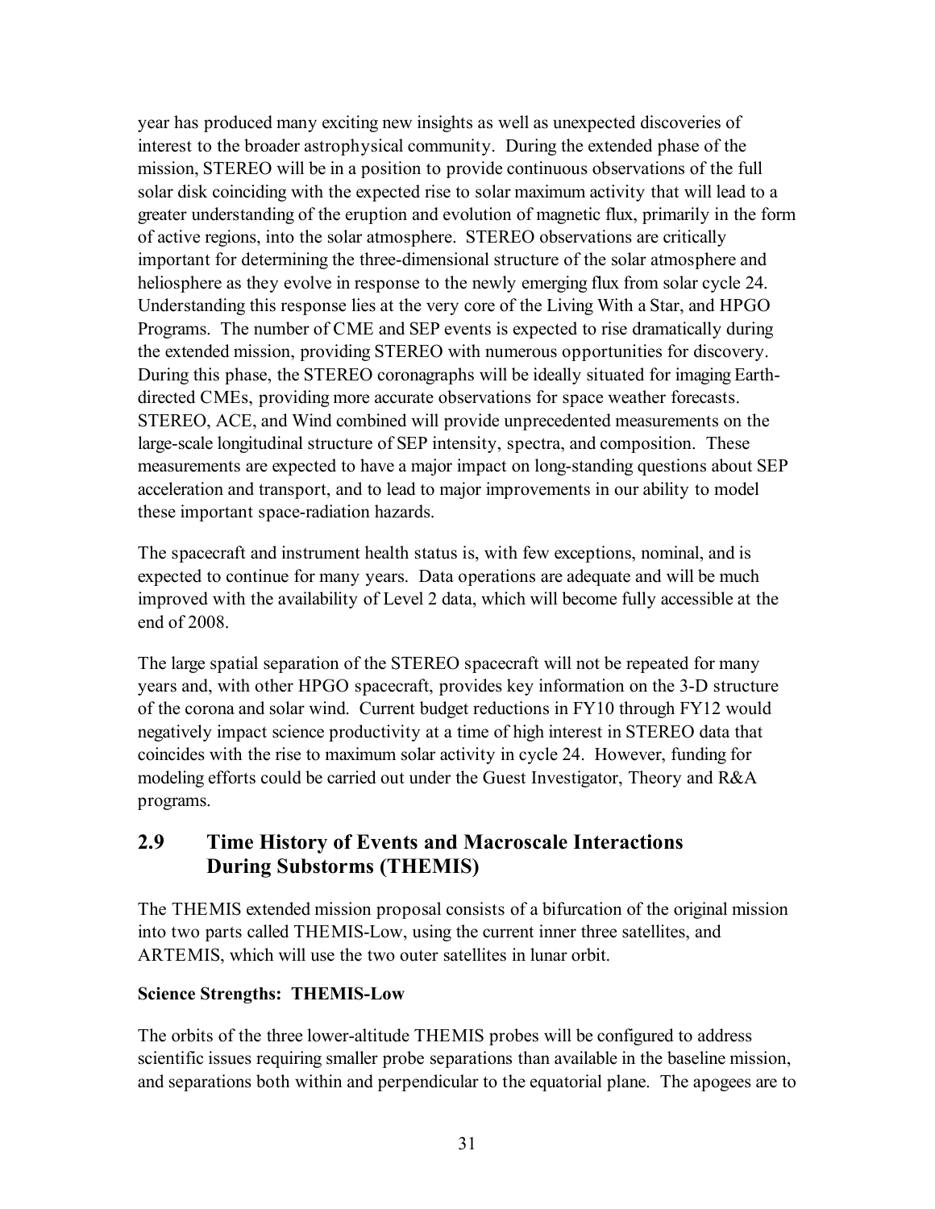year has produced many exciting new insights as well as unexpected discoveries of interest to the broader astrophysical community. During the extended phase of the mission, STEREO will be in a position to provide continuous observations of the full solar disk coinciding with the expected rise to solar maximum activity that will lead to a greater understanding of the eruption and evolution of magnetic flux, primarily in the form of active regions, into the solar atmosphere. STEREO observations are critically important for determining the three-dimensional structure of the solar atmosphere and heliosphere as they evolve in response to the newly emerging flux from solar cycle 24. Understanding this response lies at the very core of the Living With a Star, and HPGO Programs. The number of CME and SEP events is expected to rise dramatically during the extended mission, providing STEREO with numerous opportunities for discovery. During this phase, the STEREO coronagraphs will be ideally situated for imaging Earth-directed CMEs, providing more accurate observations for space weather forecasts. STEREO, ACE, and Wind combined will provide unprecedented measurements on the large-scale longitudinal structure of SEP intensity, spectra, and composition. These measurements are expected to have a major impact on long-standing questions about SEP acceleration and transport, and to lead to major improvements in our ability to model these important space-radiation hazards.

The spacecraft and instrument health status is, with few exceptions, nominal, and is expected to continue for many years. Data operations are adequate and will be much improved with the availability of Level 2 data, which will become fully accessible at the end of 2008.

The large spatial separation of the STEREO spacecraft will not be repeated for many years and, with other HPGO spacecraft, provides key information on the 3-D structure of the corona and solar wind. Current budget reductions in FY10 through FY12 would negatively impact science productivity at a time of high interest in STEREO data that coincides with the rise to maximum solar activity in cycle 24. However, funding for modeling efforts could be carried out under the Guest Investigator, Theory and R&A programs.

## 2.9 Time History of Events and Macroscale Interactions During Substorms (THEMIS)

The THEMIS extended mission proposal consists of a bifurcation of the original mission into two parts called THEMIS-Low, using the current inner three satellites, and ARTEMIS, which will use the two outer satellites in lunar orbit.

**Science Strengths: THEMIS-Low**

The orbits of the three lower-altitude THEMIS probes will be configured to address scientific issues requiring smaller probe separations than available in the baseline mission, and separations both within and perpendicular to the equatorial plane. The apogees are to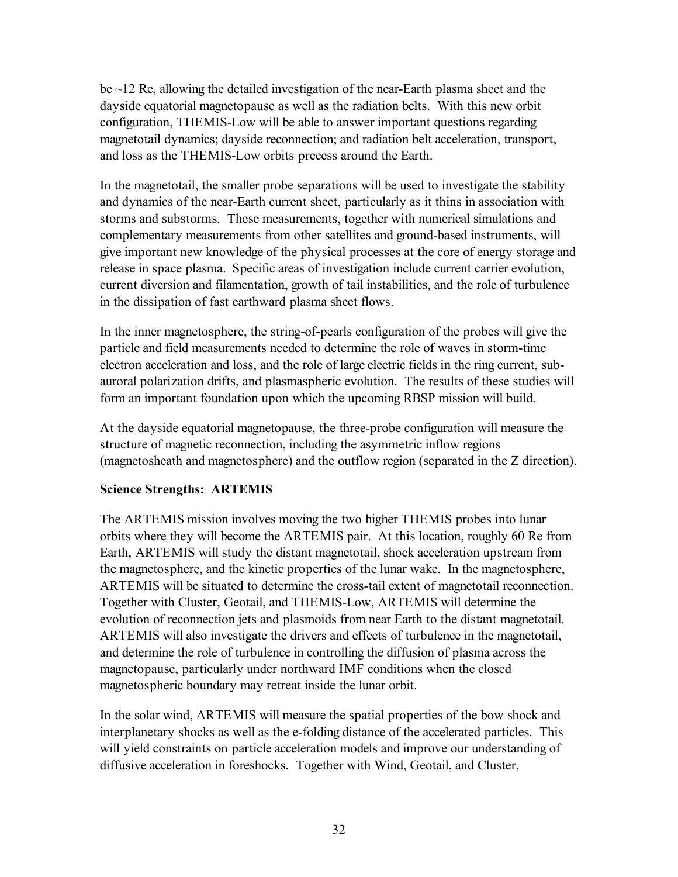be ~12 Re, allowing the detailed investigation of the near-Earth plasma sheet and the dayside equatorial magnetopause as well as the radiation belts. With this new orbit configuration, THEMIS-Low will be able to answer important questions regarding magnetotail dynamics; dayside reconnection; and radiation belt acceleration, transport, and loss as the THEMIS-Low orbits precess around the Earth.

In the magnetotail, the smaller probe separations will be used to investigate the stability and dynamics of the near-Earth current sheet, particularly as it thins in association with storms and substorms. These measurements, together with numerical simulations and complementary measurements from other satellites and ground-based instruments, will give important new knowledge of the physical processes at the core of energy storage and release in space plasma. Specific areas of investigation include current carrier evolution, current diversion and filamentation, growth of tail instabilities, and the role of turbulence in the dissipation of fast earthward plasma sheet flows.

In the inner magnetosphere, the string-of-pearls configuration of the probes will give the particle and field measurements needed to determine the role of waves in storm-time electron acceleration and loss, and the role of large electric fields in the ring current, sub-auroral polarization drifts, and plasmaspheric evolution. The results of these studies will form an important foundation upon which the upcoming RBSP mission will build.

At the dayside equatorial magnetopause, the three-probe configuration will measure the structure of magnetic reconnection, including the asymmetric inflow regions (magnetosheath and magnetosphere) and the outflow region (separated in the Z direction).

**Science Strengths: ARTEMIS**

The ARTEMIS mission involves moving the two higher THEMIS probes into lunar orbits where they will become the ARTEMIS pair. At this location, roughly 60 Re from Earth, ARTEMIS will study the distant magnetotail, shock acceleration upstream from the magnetosphere, and the kinetic properties of the lunar wake. In the magnetosphere, ARTEMIS will be situated to determine the cross-tail extent of magnetotail reconnection. Together with Cluster, Geotail, and THEMIS-Low, ARTEMIS will determine the evolution of reconnection jets and plasmoids from near Earth to the distant magnetotail. ARTEMIS will also investigate the drivers and effects of turbulence in the magnetotail, and determine the role of turbulence in controlling the diffusion of plasma across the magnetopause, particularly under northward IMF conditions when the closed magnetospheric boundary may retreat inside the lunar orbit.

In the solar wind, ARTEMIS will measure the spatial properties of the bow shock and interplanetary shocks as well as the e-folding distance of the accelerated particles. This will yield constraints on particle acceleration models and improve our understanding of diffusive acceleration in foreshocks. Together with Wind, Geotail, and Cluster,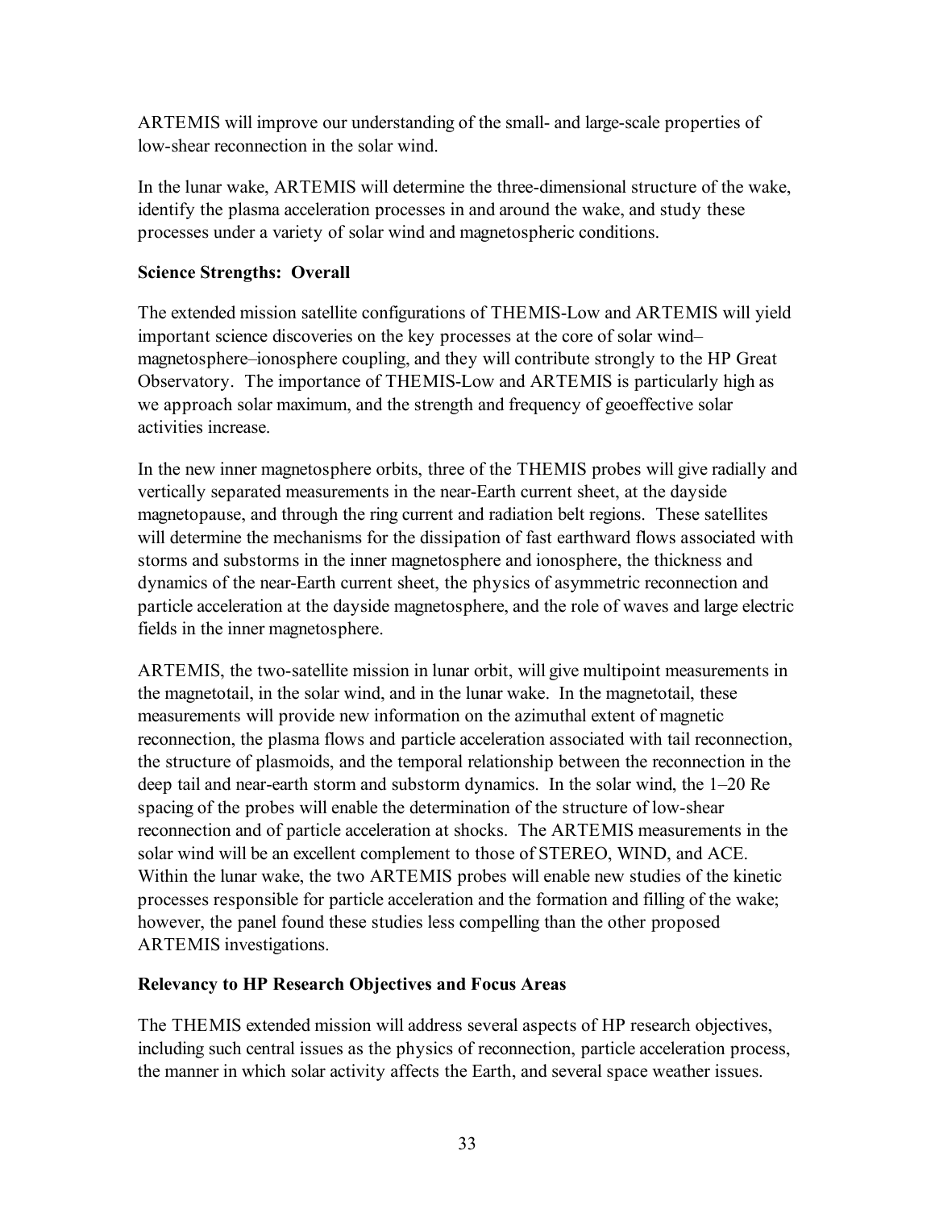ARTEMIS will improve our understanding of the small- and large-scale properties of low-shear reconnection in the solar wind.

In the lunar wake, ARTEMIS will determine the three-dimensional structure of the wake, identify the plasma acceleration processes in and around the wake, and study these processes under a variety of solar wind and magnetospheric conditions.

**Science Strengths: Overall**

The extended mission satellite configurations of THEMIS-Low and ARTEMIS will yield important science discoveries on the key processes at the core of solar wind–magnetosphere–ionosphere coupling, and they will contribute strongly to the HP Great Observatory. The importance of THEMIS-Low and ARTEMIS is particularly high as we approach solar maximum, and the strength and frequency of geoeffective solar activities increase.

In the new inner magnetosphere orbits, three of the THEMIS probes will give radially and vertically separated measurements in the near-Earth current sheet, at the dayside magnetopause, and through the ring current and radiation belt regions. These satellites will determine the mechanisms for the dissipation of fast earthward flows associated with storms and substorms in the inner magnetosphere and ionosphere, the thickness and dynamics of the near-Earth current sheet, the physics of asymmetric reconnection and particle acceleration at the dayside magnetosphere, and the role of waves and large electric fields in the inner magnetosphere.

ARTEMIS, the two-satellite mission in lunar orbit, will give multipoint measurements in the magnetotail, in the solar wind, and in the lunar wake. In the magnetotail, these measurements will provide new information on the azimuthal extent of magnetic reconnection, the plasma flows and particle acceleration associated with tail reconnection, the structure of plasmoids, and the temporal relationship between the reconnection in the deep tail and near-earth storm and substorm dynamics. In the solar wind, the 1–20 Re spacing of the probes will enable the determination of the structure of low-shear reconnection and of particle acceleration at shocks. The ARTEMIS measurements in the solar wind will be an excellent complement to those of STEREO, WIND, and ACE. Within the lunar wake, the two ARTEMIS probes will enable new studies of the kinetic processes responsible for particle acceleration and the formation and filling of the wake; however, the panel found these studies less compelling than the other proposed ARTEMIS investigations.

**Relevancy to HP Research Objectives and Focus Areas**

The THEMIS extended mission will address several aspects of HP research objectives, including such central issues as the physics of reconnection, particle acceleration process, the manner in which solar activity affects the Earth, and several space weather issues.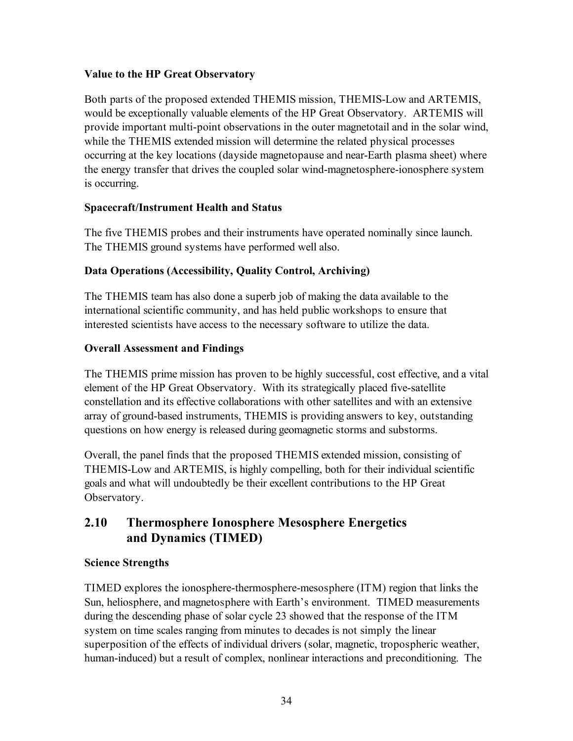### Value to the HP Great Observatory

Both parts of the proposed extended THEMIS mission, THEMIS-Low and ARTEMIS, would be exceptionally valuable elements of the HP Great Observatory. ARTEMIS will provide important multi-point observations in the outer magnetotail and in the solar wind, while the THEMIS extended mission will determine the related physical processes occurring at the key locations (dayside magnetopause and near-Earth plasma sheet) where the energy transfer that drives the coupled solar wind-magnetosphere-ionosphere system is occurring.

### Spacecraft/Instrument Health and Status

The five THEMIS probes and their instruments have operated nominally since launch. The THEMIS ground systems have performed well also.

### Data Operations (Accessibility, Quality Control, Archiving)

The THEMIS team has also done a superb job of making the data available to the international scientific community, and has held public workshops to ensure that interested scientists have access to the necessary software to utilize the data.

### Overall Assessment and Findings

The THEMIS prime mission has proven to be highly successful, cost effective, and a vital element of the HP Great Observatory. With its strategically placed five-satellite constellation and its effective collaborations with other satellites and with an extensive array of ground-based instruments, THEMIS is providing answers to key, outstanding questions on how energy is released during geomagnetic storms and substorms.

Overall, the panel finds that the proposed THEMIS extended mission, consisting of THEMIS-Low and ARTEMIS, is highly compelling, both for their individual scientific goals and what will undoubtedly be their excellent contributions to the HP Great Observatory.

## 2.10 Thermosphere Ionosphere Mesosphere Energetics and Dynamics (TIMED)

### Science Strengths

TIMED explores the ionosphere-thermosphere-mesosphere (ITM) region that links the Sun, heliosphere, and magnetosphere with Earth's environment. TIMED measurements during the descending phase of solar cycle 23 showed that the response of the ITM system on time scales ranging from minutes to decades is not simply the linear superposition of the effects of individual drivers (solar, magnetic, tropospheric weather, human-induced) but a result of complex, nonlinear interactions and preconditioning. The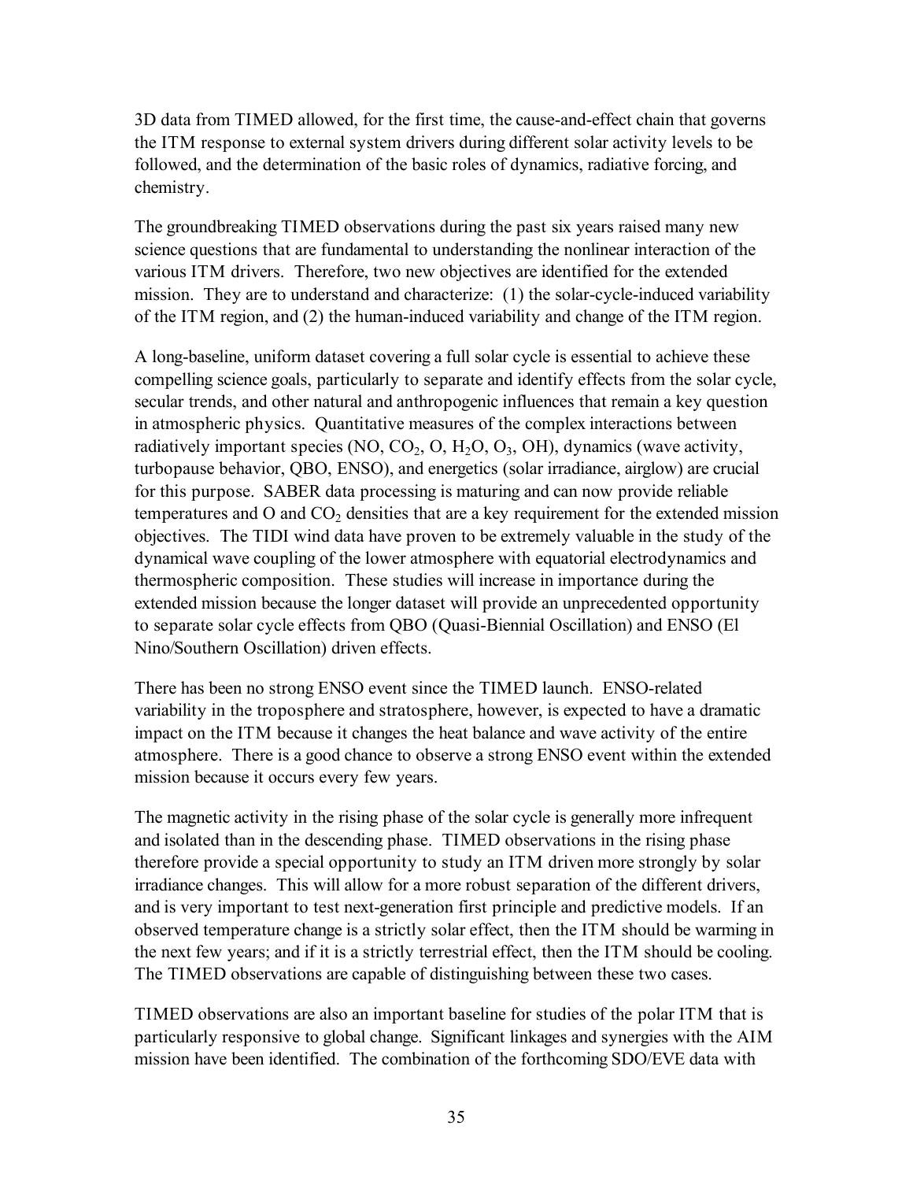3D data from TIMED allowed, for the first time, the cause-and-effect chain that governs the ITM response to external system drivers during different solar activity levels to be followed, and the determination of the basic roles of dynamics, radiative forcing, and chemistry.

The groundbreaking TIMED observations during the past six years raised many new science questions that are fundamental to understanding the nonlinear interaction of the various ITM drivers. Therefore, two new objectives are identified for the extended mission. They are to understand and characterize: (1) the solar-cycle-induced variability of the ITM region, and (2) the human-induced variability and change of the ITM region.

A long-baseline, uniform dataset covering a full solar cycle is essential to achieve these compelling science goals, particularly to separate and identify effects from the solar cycle, secular trends, and other natural and anthropogenic influences that remain a key question in atmospheric physics. Quantitative measures of the complex interactions between radiatively important species (NO, $CO_2$, O, $H_2O$, $O_3$, OH), dynamics (wave activity, turbopause behavior, QBO, ENSO), and energetics (solar irradiance, airglow) are crucial for this purpose. SABER data processing is maturing and can now provide reliable temperatures and O and $CO_2$ densities that are a key requirement for the extended mission objectives. The TIDI wind data have proven to be extremely valuable in the study of the dynamical wave coupling of the lower atmosphere with equatorial electrodynamics and thermospheric composition. These studies will increase in importance during the extended mission because the longer dataset will provide an unprecedented opportunity to separate solar cycle effects from QBO (Quasi-Biennial Oscillation) and ENSO (El Nino/Southern Oscillation) driven effects.

There has been no strong ENSO event since the TIMED launch. ENSO-related variability in the troposphere and stratosphere, however, is expected to have a dramatic impact on the ITM because it changes the heat balance and wave activity of the entire atmosphere. There is a good chance to observe a strong ENSO event within the extended mission because it occurs every few years.

The magnetic activity in the rising phase of the solar cycle is generally more infrequent and isolated than in the descending phase. TIMED observations in the rising phase therefore provide a special opportunity to study an ITM driven more strongly by solar irradiance changes. This will allow for a more robust separation of the different drivers, and is very important to test next-generation first principle and predictive models. If an observed temperature change is a strictly solar effect, then the ITM should be warming in the next few years; and if it is a strictly terrestrial effect, then the ITM should be cooling. The TIMED observations are capable of distinguishing between these two cases.

TIMED observations are also an important baseline for studies of the polar ITM that is particularly responsive to global change. Significant linkages and synergies with the AIM mission have been identified. The combination of the forthcoming SDO/EVE data with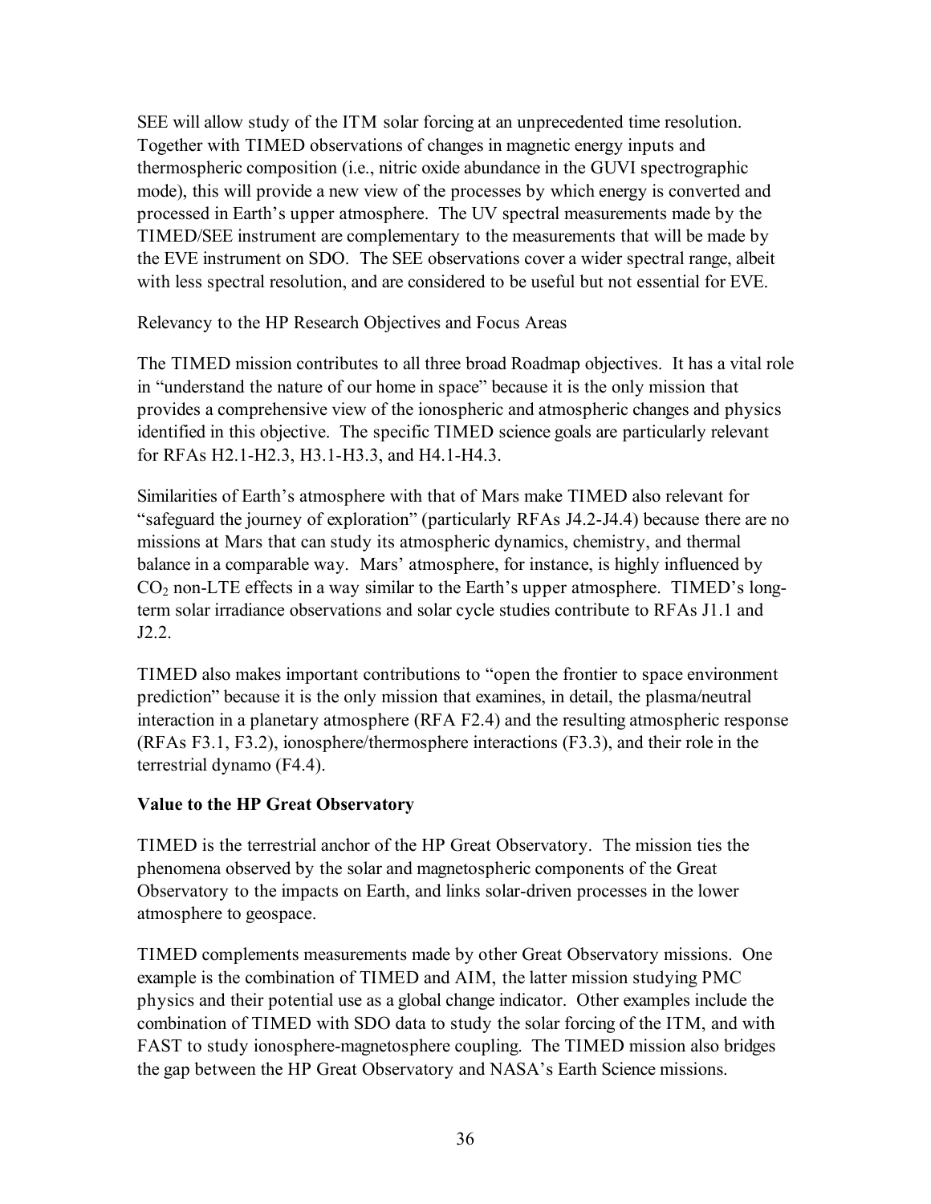SEE will allow study of the ITM solar forcing at an unprecedented time resolution. Together with TIMED observations of changes in magnetic energy inputs and thermospheric composition (i.e., nitric oxide abundance in the GUVI spectrographic mode), this will provide a new view of the processes by which energy is converted and processed in Earth's upper atmosphere. The UV spectral measurements made by the TIMED/SEE instrument are complementary to the measurements that will be made by the EVE instrument on SDO. The SEE observations cover a wider spectral range, albeit with less spectral resolution, and are considered to be useful but not essential for EVE.

Relevancy to the HP Research Objectives and Focus Areas

The TIMED mission contributes to all three broad Roadmap objectives. It has a vital role in "understand the nature of our home in space" because it is the only mission that provides a comprehensive view of the ionospheric and atmospheric changes and physics identified in this objective. The specific TIMED science goals are particularly relevant for RFAs H2.1-H2.3, H3.1-H3.3, and H4.1-H4.3.

Similarities of Earth's atmosphere with that of Mars make TIMED also relevant for "safeguard the journey of exploration" (particularly RFAs J4.2-J4.4) because there are no missions at Mars that can study its atmospheric dynamics, chemistry, and thermal balance in a comparable way. Mars' atmosphere, for instance, is highly influenced by $CO_2$ non-LTE effects in a way similar to the Earth's upper atmosphere. TIMED's long-term solar irradiance observations and solar cycle studies contribute to RFAs J1.1 and J2.2.

TIMED also makes important contributions to "open the frontier to space environment prediction" because it is the only mission that examines, in detail, the plasma/neutral interaction in a planetary atmosphere (RFA F2.4) and the resulting atmospheric response (RFAs F3.1, F3.2), ionosphere/thermosphere interactions (F3.3), and their role in the terrestrial dynamo (F4.4).

**Value to the HP Great Observatory**

TIMED is the terrestrial anchor of the HP Great Observatory. The mission ties the phenomena observed by the solar and magnetospheric components of the Great Observatory to the impacts on Earth, and links solar-driven processes in the lower atmosphere to geospace.

TIMED complements measurements made by other Great Observatory missions. One example is the combination of TIMED and AIM, the latter mission studying PMC physics and their potential use as a global change indicator. Other examples include the combination of TIMED with SDO data to study the solar forcing of the ITM, and with FAST to study ionosphere-magnetosphere coupling. The TIMED mission also bridges the gap between the HP Great Observatory and NASA's Earth Science missions.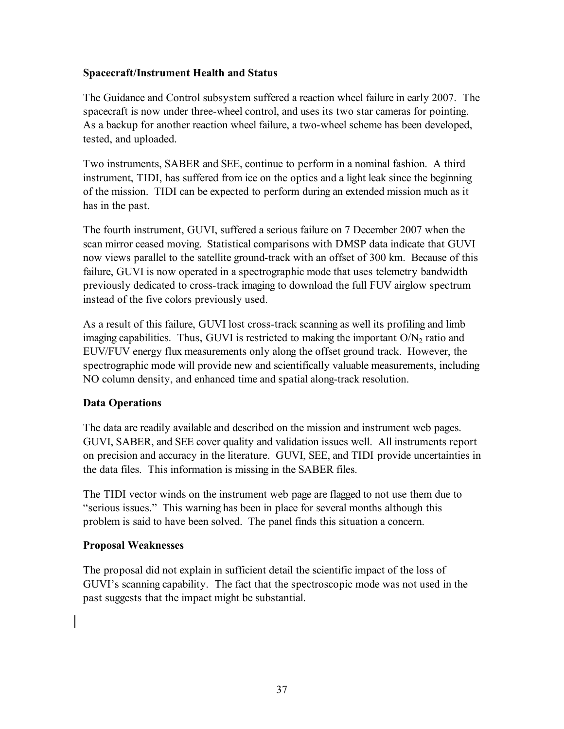**Spacecraft/Instrument Health and Status**

The Guidance and Control subsystem suffered a reaction wheel failure in early 2007. The spacecraft is now under three-wheel control, and uses its two star cameras for pointing. As a backup for another reaction wheel failure, a two-wheel scheme has been developed, tested, and uploaded.

Two instruments, SABER and SEE, continue to perform in a nominal fashion. A third instrument, TIDI, has suffered from ice on the optics and a light leak since the beginning of the mission. TIDI can be expected to perform during an extended mission much as it has in the past.

The fourth instrument, GUVI, suffered a serious failure on 7 December 2007 when the scan mirror ceased moving. Statistical comparisons with DMSP data indicate that GUVI now views parallel to the satellite ground-track with an offset of 300 km. Because of this failure, GUVI is now operated in a spectrographic mode that uses telemetry bandwidth previously dedicated to cross-track imaging to download the full FUV airglow spectrum instead of the five colors previously used.

As a result of this failure, GUVI lost cross-track scanning as well its profiling and limb imaging capabilities. Thus, GUVI is restricted to making the important $O/N_2$ ratio and EUV/FUV energy flux measurements only along the offset ground track. However, the spectrographic mode will provide new and scientifically valuable measurements, including NO column density, and enhanced time and spatial along-track resolution.

**Data Operations**

The data are readily available and described on the mission and instrument web pages. GUVI, SABER, and SEE cover quality and validation issues well. All instruments report on precision and accuracy in the literature. GUVI, SEE, and TIDI provide uncertainties in the data files. This information is missing in the SABER files.

The TIDI vector winds on the instrument web page are flagged to not use them due to "serious issues." This warning has been in place for several months although this problem is said to have been solved. The panel finds this situation a concern.

**Proposal Weaknesses**

The proposal did not explain in sufficient detail the scientific impact of the loss of GUVI's scanning capability. The fact that the spectroscopic mode was not used in the past suggests that the impact might be substantial.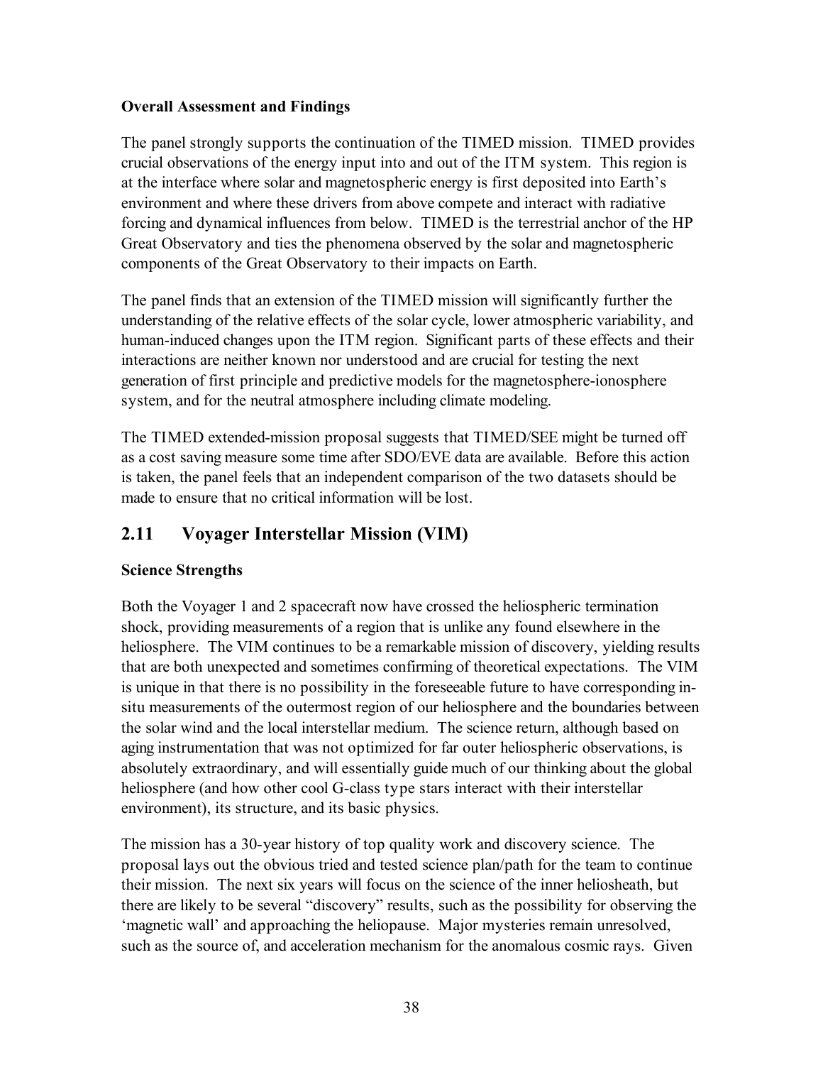**Overall Assessment and Findings**

The panel strongly supports the continuation of the TIMED mission. TIMED provides crucial observations of the energy input into and out of the ITM system. This region is at the interface where solar and magnetospheric energy is first deposited into Earth's environment and where these drivers from above compete and interact with radiative forcing and dynamical influences from below. TIMED is the terrestrial anchor of the HP Great Observatory and ties the phenomena observed by the solar and magnetospheric components of the Great Observatory to their impacts on Earth.

The panel finds that an extension of the TIMED mission will significantly further the understanding of the relative effects of the solar cycle, lower atmospheric variability, and human-induced changes upon the ITM region. Significant parts of these effects and their interactions are neither known nor understood and are crucial for testing the next generation of first principle and predictive models for the magnetosphere-ionosphere system, and for the neutral atmosphere including climate modeling.

The TIMED extended-mission proposal suggests that TIMED/SEE might be turned off as a cost saving measure some time after SDO/EVE data are available. Before this action is taken, the panel feels that an independent comparison of the two datasets should be made to ensure that no critical information will be lost.

## 2.11 Voyager Interstellar Mission (VIM)

**Science Strengths**

Both the Voyager 1 and 2 spacecraft now have crossed the heliospheric termination shock, providing measurements of a region that is unlike any found elsewhere in the heliosphere. The VIM continues to be a remarkable mission of discovery, yielding results that are both unexpected and sometimes confirming of theoretical expectations. The VIM is unique in that there is no possibility in the foreseeable future to have corresponding in-situ measurements of the outermost region of our heliosphere and the boundaries between the solar wind and the local interstellar medium. The science return, although based on aging instrumentation that was not optimized for far outer heliospheric observations, is absolutely extraordinary, and will essentially guide much of our thinking about the global heliosphere (and how other cool G-class type stars interact with their interstellar environment), its structure, and its basic physics.

The mission has a 30-year history of top quality work and discovery science. The proposal lays out the obvious tried and tested science plan/path for the team to continue their mission. The next six years will focus on the science of the inner heliosheath, but there are likely to be several "discovery" results, such as the possibility for observing the 'magnetic wall' and approaching the heliopause. Major mysteries remain unresolved, such as the source of, and acceleration mechanism for the anomalous cosmic rays. Given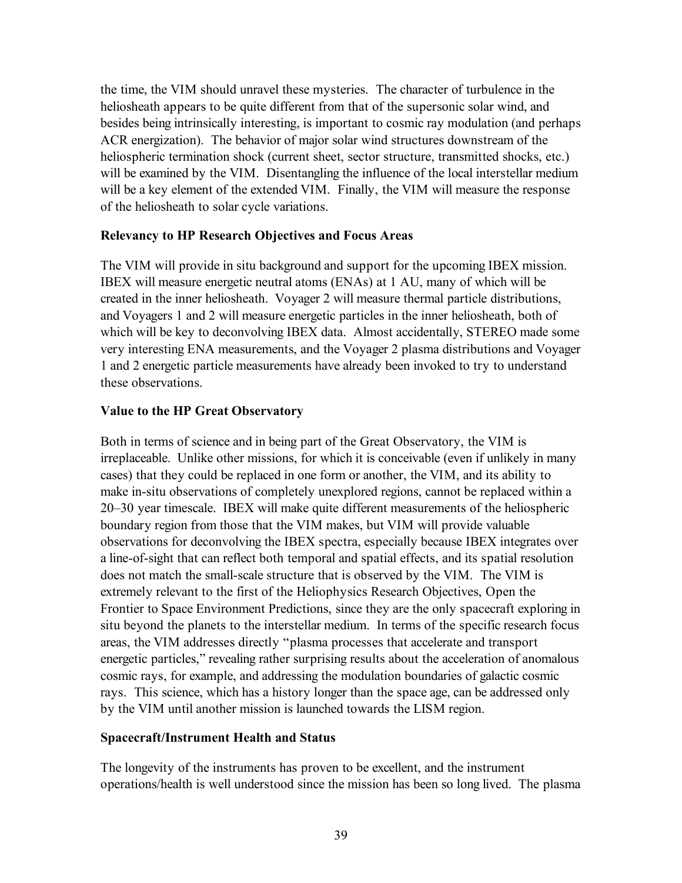the time, the VIM should unravel these mysteries. The character of turbulence in the heliosheath appears to be quite different from that of the supersonic solar wind, and besides being intrinsically interesting, is important to cosmic ray modulation (and perhaps ACR energization). The behavior of major solar wind structures downstream of the heliospheric termination shock (current sheet, sector structure, transmitted shocks, etc.) will be examined by the VIM. Disentangling the influence of the local interstellar medium will be a key element of the extended VIM. Finally, the VIM will measure the response of the heliosheath to solar cycle variations.

**Relevancy to HP Research Objectives and Focus Areas**

The VIM will provide in situ background and support for the upcoming IBEX mission. IBEX will measure energetic neutral atoms (ENAs) at 1 AU, many of which will be created in the inner heliosheath. Voyager 2 will measure thermal particle distributions, and Voyagers 1 and 2 will measure energetic particles in the inner heliosheath, both of which will be key to deconvolving IBEX data. Almost accidentally, STEREO made some very interesting ENA measurements, and the Voyager 2 plasma distributions and Voyager 1 and 2 energetic particle measurements have already been invoked to try to understand these observations.

**Value to the HP Great Observatory**

Both in terms of science and in being part of the Great Observatory, the VIM is irreplaceable. Unlike other missions, for which it is conceivable (even if unlikely in many cases) that they could be replaced in one form or another, the VIM, and its ability to make in-situ observations of completely unexplored regions, cannot be replaced within a 20–30 year timescale. IBEX will make quite different measurements of the heliospheric boundary region from those that the VIM makes, but VIM will provide valuable observations for deconvolving the IBEX spectra, especially because IBEX integrates over a line-of-sight that can reflect both temporal and spatial effects, and its spatial resolution does not match the small-scale structure that is observed by the VIM. The VIM is extremely relevant to the first of the Heliophysics Research Objectives, Open the Frontier to Space Environment Predictions, since they are the only spacecraft exploring in situ beyond the planets to the interstellar medium. In terms of the specific research focus areas, the VIM addresses directly "plasma processes that accelerate and transport energetic particles," revealing rather surprising results about the acceleration of anomalous cosmic rays, for example, and addressing the modulation boundaries of galactic cosmic rays. This science, which has a history longer than the space age, can be addressed only by the VIM until another mission is launched towards the LISM region.

**Spacecraft/Instrument Health and Status**

The longevity of the instruments has proven to be excellent, and the instrument operations/health is well understood since the mission has been so long lived. The plasma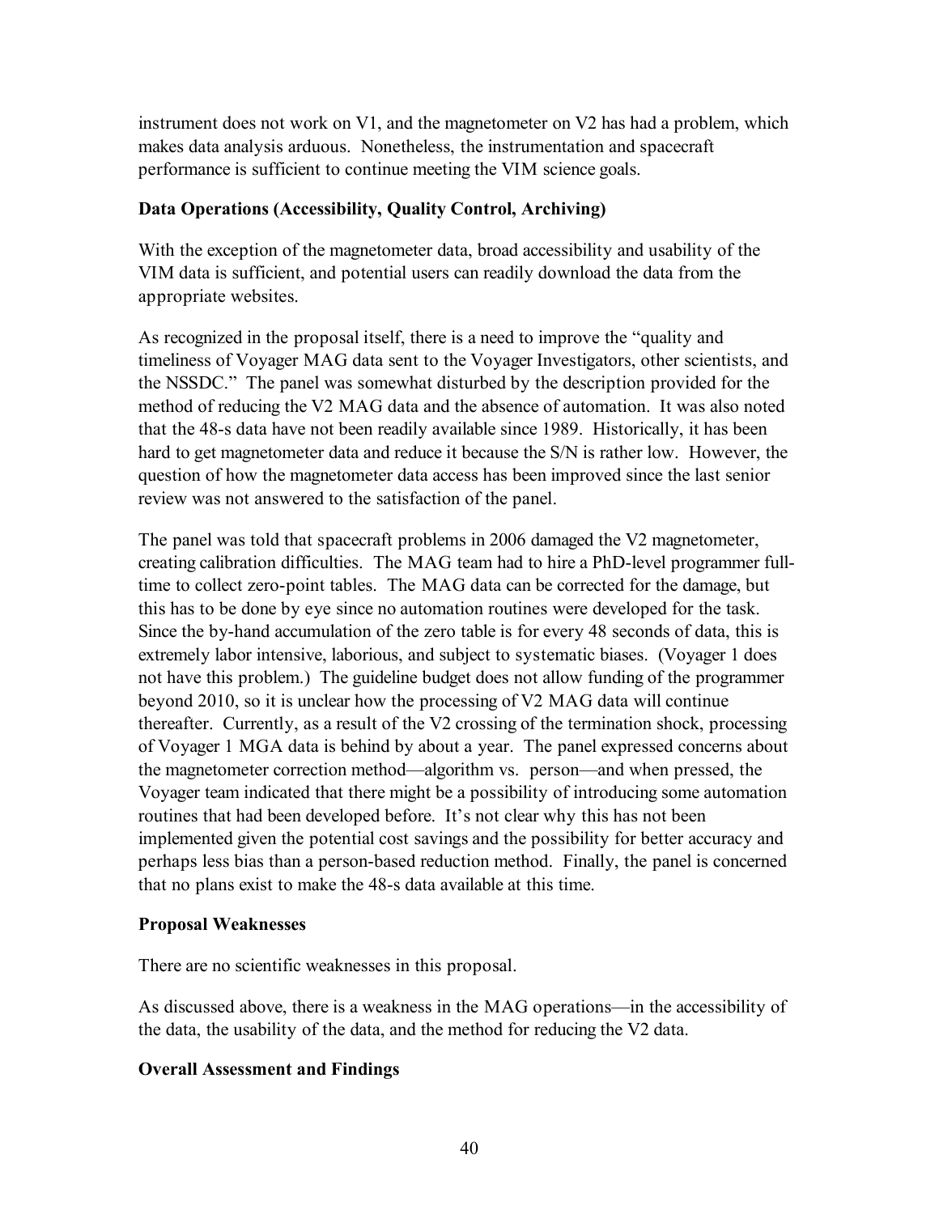instrument does not work on V1, and the magnetometer on V2 has had a problem, which makes data analysis arduous. Nonetheless, the instrumentation and spacecraft performance is sufficient to continue meeting the VIM science goals.

**Data Operations (Accessibility, Quality Control, Archiving)**

With the exception of the magnetometer data, broad accessibility and usability of the VIM data is sufficient, and potential users can readily download the data from the appropriate websites.

As recognized in the proposal itself, there is a need to improve the "quality and timeliness of Voyager MAG data sent to the Voyager Investigators, other scientists, and the NSSDC." The panel was somewhat disturbed by the description provided for the method of reducing the V2 MAG data and the absence of automation. It was also noted that the 48-s data have not been readily available since 1989. Historically, it has been hard to get magnetometer data and reduce it because the S/N is rather low. However, the question of how the magnetometer data access has been improved since the last senior review was not answered to the satisfaction of the panel.

The panel was told that spacecraft problems in 2006 damaged the V2 magnetometer, creating calibration difficulties. The MAG team had to hire a PhD-level programmer full-time to collect zero-point tables. The MAG data can be corrected for the damage, but this has to be done by eye since no automation routines were developed for the task. Since the by-hand accumulation of the zero table is for every 48 seconds of data, this is extremely labor intensive, laborious, and subject to systematic biases. (Voyager 1 does not have this problem.) The guideline budget does not allow funding of the programmer beyond 2010, so it is unclear how the processing of V2 MAG data will continue thereafter. Currently, as a result of the V2 crossing of the termination shock, processing of Voyager 1 MGA data is behind by about a year. The panel expressed concerns about the magnetometer correction method—algorithm vs. person—and when pressed, the Voyager team indicated that there might be a possibility of introducing some automation routines that had been developed before. It's not clear why this has not been implemented given the potential cost savings and the possibility for better accuracy and perhaps less bias than a person-based reduction method. Finally, the panel is concerned that no plans exist to make the 48-s data available at this time.

**Proposal Weaknesses**

There are no scientific weaknesses in this proposal.

As discussed above, there is a weakness in the MAG operations—in the accessibility of the data, the usability of the data, and the method for reducing the V2 data.

**Overall Assessment and Findings**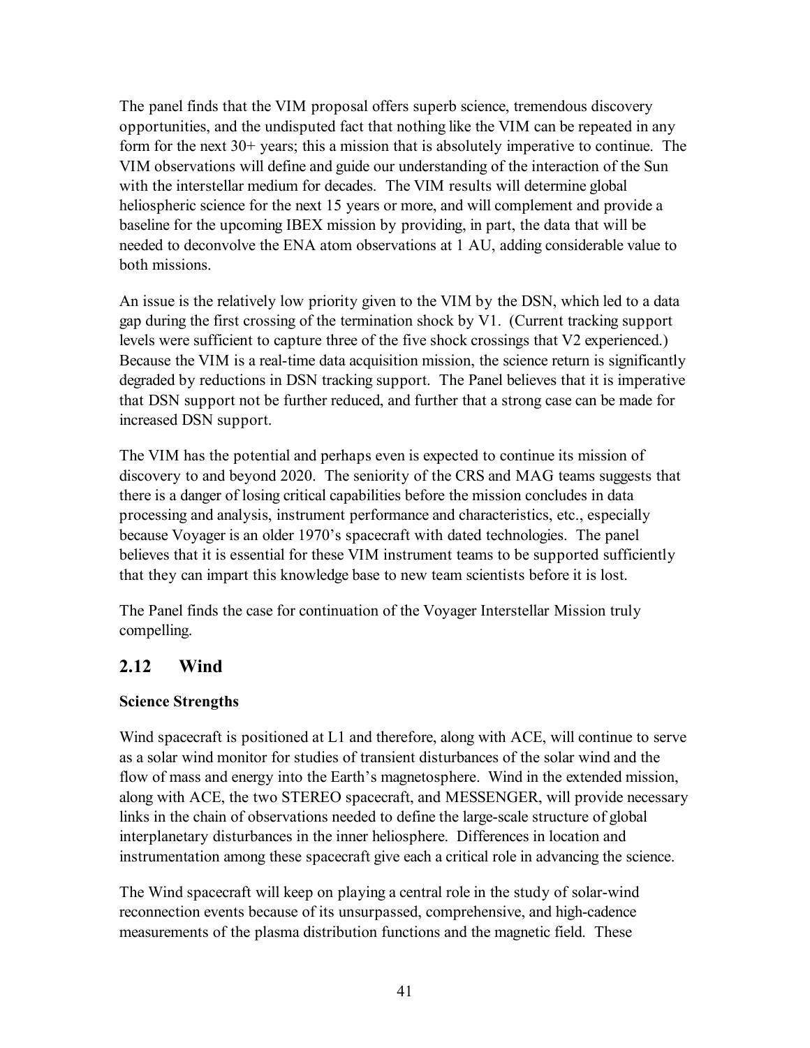The panel finds that the VIM proposal offers superb science, tremendous discovery opportunities, and the undisputed fact that nothing like the VIM can be repeated in any form for the next 30+ years; this a mission that is absolutely imperative to continue. The VIM observations will define and guide our understanding of the interaction of the Sun with the interstellar medium for decades. The VIM results will determine global heliospheric science for the next 15 years or more, and will complement and provide a baseline for the upcoming IBEX mission by providing, in part, the data that will be needed to deconvolve the ENA atom observations at 1 AU, adding considerable value to both missions.

An issue is the relatively low priority given to the VIM by the DSN, which led to a data gap during the first crossing of the termination shock by V1. (Current tracking support levels were sufficient to capture three of the five shock crossings that V2 experienced.) Because the VIM is a real-time data acquisition mission, the science return is significantly degraded by reductions in DSN tracking support. The Panel believes that it is imperative that DSN support not be further reduced, and further that a strong case can be made for increased DSN support.

The VIM has the potential and perhaps even is expected to continue its mission of discovery to and beyond 2020. The seniority of the CRS and MAG teams suggests that there is a danger of losing critical capabilities before the mission concludes in data processing and analysis, instrument performance and characteristics, etc., especially because Voyager is an older 1970's spacecraft with dated technologies. The panel believes that it is essential for these VIM instrument teams to be supported sufficiently that they can impart this knowledge base to new team scientists before it is lost.

The Panel finds the case for continuation of the Voyager Interstellar Mission truly compelling.

## 2.12 Wind

**Science Strengths**

Wind spacecraft is positioned at L1 and therefore, along with ACE, will continue to serve as a solar wind monitor for studies of transient disturbances of the solar wind and the flow of mass and energy into the Earth's magnetosphere. Wind in the extended mission, along with ACE, the two STEREO spacecraft, and MESSENGER, will provide necessary links in the chain of observations needed to define the large-scale structure of global interplanetary disturbances in the inner heliosphere. Differences in location and instrumentation among these spacecraft give each a critical role in advancing the science.

The Wind spacecraft will keep on playing a central role in the study of solar-wind reconnection events because of its unsurpassed, comprehensive, and high-cadence measurements of the plasma distribution functions and the magnetic field. These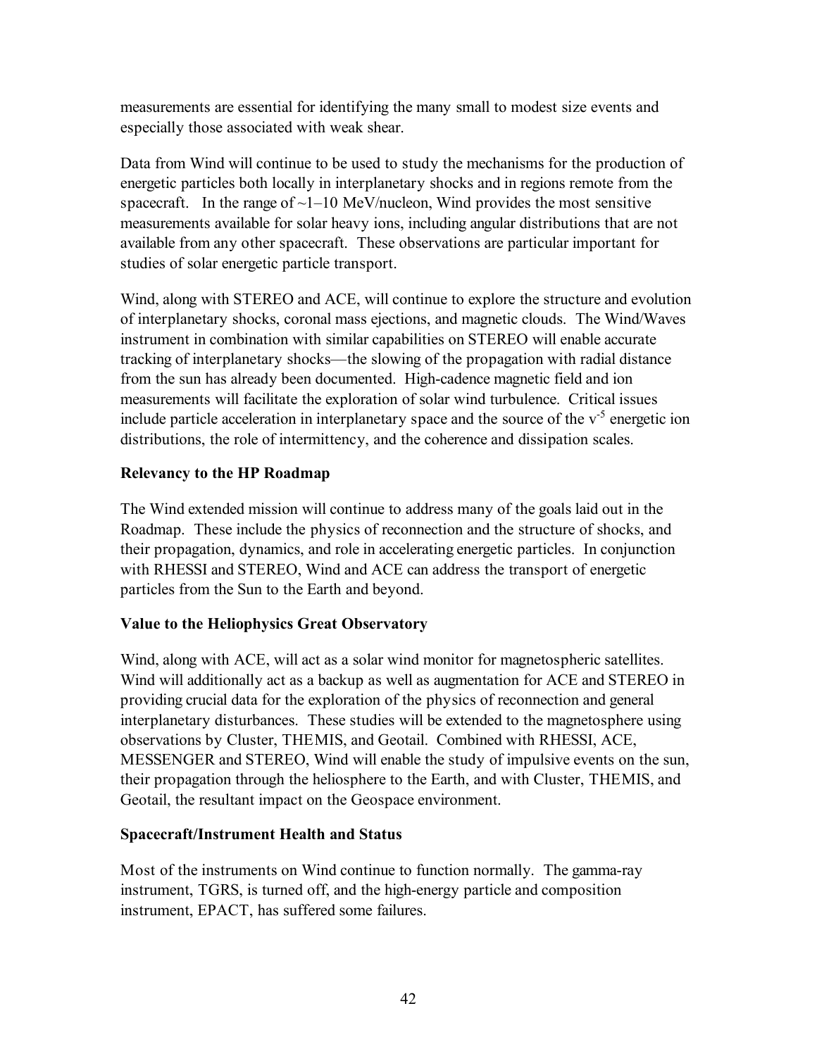measurements are essential for identifying the many small to modest size events and especially those associated with weak shear.

Data from Wind will continue to be used to study the mechanisms for the production of energetic particles both locally in interplanetary shocks and in regions remote from the spacecraft. In the range of ~1–10 MeV/nucleon, Wind provides the most sensitive measurements available for solar heavy ions, including angular distributions that are not available from any other spacecraft. These observations are particular important for studies of solar energetic particle transport.

Wind, along with STEREO and ACE, will continue to explore the structure and evolution of interplanetary shocks, coronal mass ejections, and magnetic clouds. The Wind/Waves instrument in combination with similar capabilities on STEREO will enable accurate tracking of interplanetary shocks—the slowing of the propagation with radial distance from the sun has already been documented. High-cadence magnetic field and ion measurements will facilitate the exploration of solar wind turbulence. Critical issues include particle acceleration in interplanetary space and the source of the $v^{-5}$ energetic ion distributions, the role of intermittency, and the coherence and dissipation scales.

**Relevancy to the HP Roadmap**

The Wind extended mission will continue to address many of the goals laid out in the Roadmap. These include the physics of reconnection and the structure of shocks, and their propagation, dynamics, and role in accelerating energetic particles. In conjunction with RHESSI and STEREO, Wind and ACE can address the transport of energetic particles from the Sun to the Earth and beyond.

**Value to the Heliophysics Great Observatory**

Wind, along with ACE, will act as a solar wind monitor for magnetospheric satellites. Wind will additionally act as a backup as well as augmentation for ACE and STEREO in providing crucial data for the exploration of the physics of reconnection and general interplanetary disturbances. These studies will be extended to the magnetosphere using observations by Cluster, THEMIS, and Geotail. Combined with RHESSI, ACE, MESSENGER and STEREO, Wind will enable the study of impulsive events on the sun, their propagation through the heliosphere to the Earth, and with Cluster, THEMIS, and Geotail, the resultant impact on the Geospace environment.

**Spacecraft/Instrument Health and Status**

Most of the instruments on Wind continue to function normally. The gamma-ray instrument, TGRS, is turned off, and the high-energy particle and composition instrument, EPACT, has suffered some failures.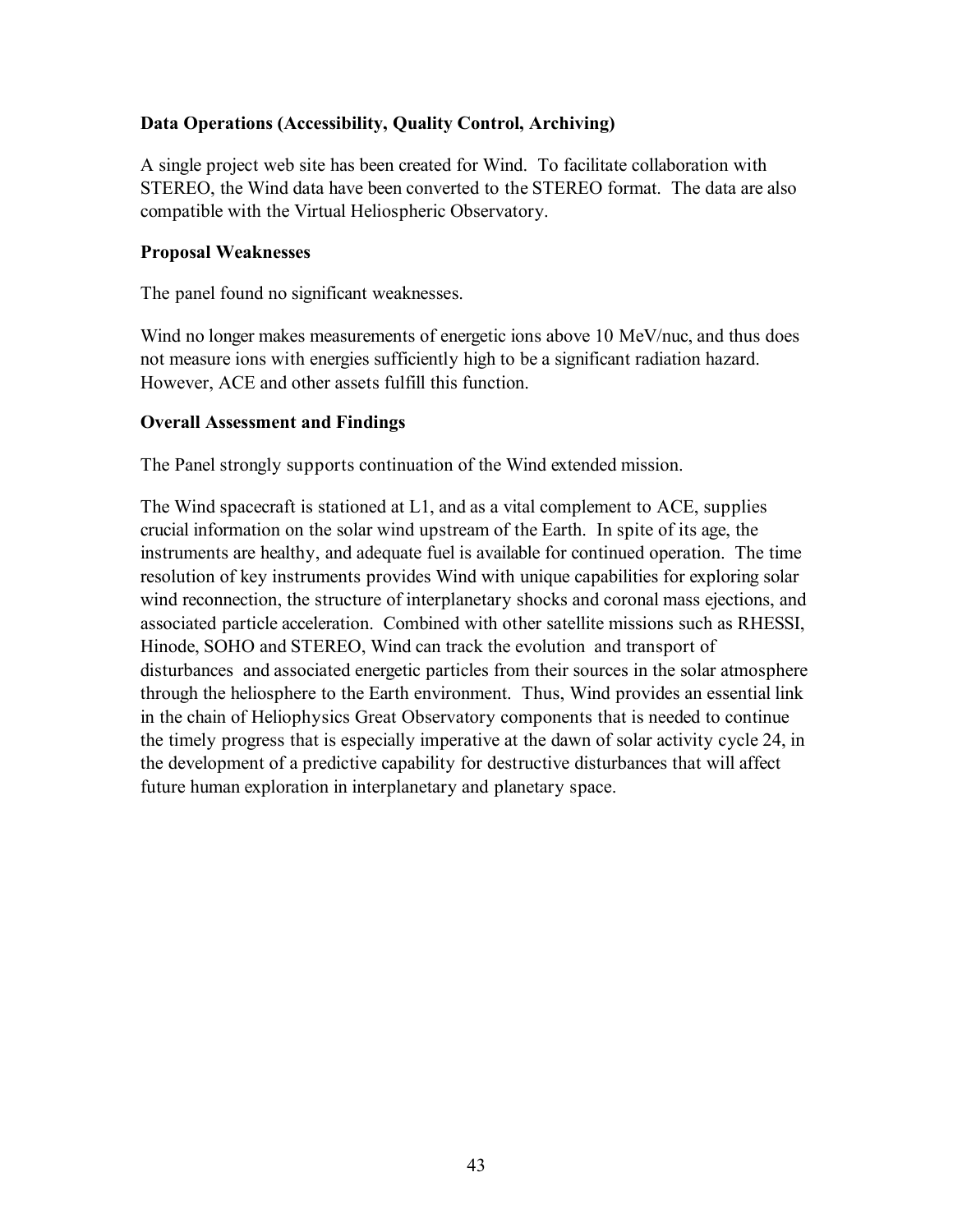**Data Operations (Accessibility, Quality Control, Archiving)**

A single project web site has been created for Wind. To facilitate collaboration with STEREO, the Wind data have been converted to the STEREO format. The data are also compatible with the Virtual Heliospheric Observatory.

**Proposal Weaknesses**

The panel found no significant weaknesses.

Wind no longer makes measurements of energetic ions above 10 MeV/nuc, and thus does not measure ions with energies sufficiently high to be a significant radiation hazard. However, ACE and other assets fulfill this function.

**Overall Assessment and Findings**

The Panel strongly supports continuation of the Wind extended mission.

The Wind spacecraft is stationed at L1, and as a vital complement to ACE, supplies crucial information on the solar wind upstream of the Earth. In spite of its age, the instruments are healthy, and adequate fuel is available for continued operation. The time resolution of key instruments provides Wind with unique capabilities for exploring solar wind reconnection, the structure of interplanetary shocks and coronal mass ejections, and associated particle acceleration. Combined with other satellite missions such as RHESSI, Hinode, SOHO and STEREO, Wind can track the evolution and transport of disturbances and associated energetic particles from their sources in the solar atmosphere through the heliosphere to the Earth environment. Thus, Wind provides an essential link in the chain of Heliophysics Great Observatory components that is needed to continue the timely progress that is especially imperative at the dawn of solar activity cycle 24, in the development of a predictive capability for destructive disturbances that will affect future human exploration in interplanetary and planetary space.